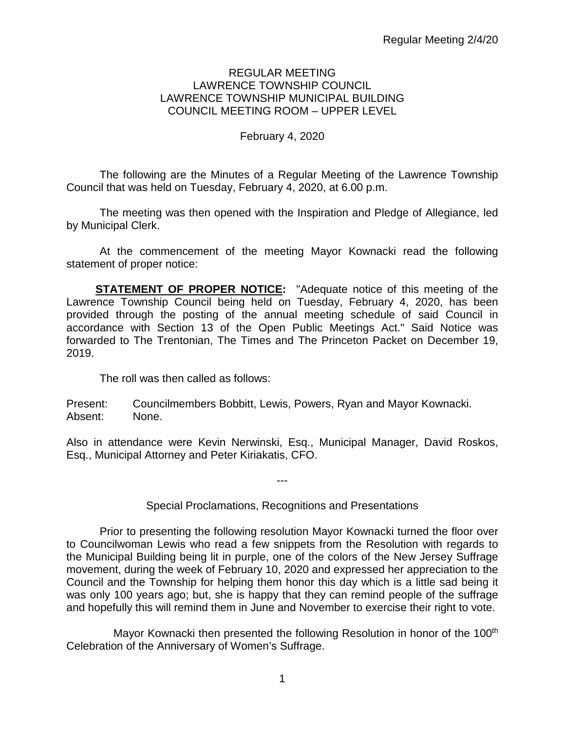REGULAR MEETING
LAWRENCE TOWNSHIP COUNCIL
LAWRENCE TOWNSHIP MUNICIPAL BUILDING
COUNCIL MEETING ROOM – UPPER LEVEL

February 4, 2020

The following are the Minutes of a Regular Meeting of the Lawrence Township Council that was held on Tuesday, February 4, 2020, at 6.00 p.m.

The meeting was then opened with the Inspiration and Pledge of Allegiance, led by Municipal Clerk.

At the commencement of the meeting Mayor Kownacki read the following statement of proper notice:

**STATEMENT OF PROPER NOTICE:** "Adequate notice of this meeting of the Lawrence Township Council being held on Tuesday, February 4, 2020, has been provided through the posting of the annual meeting schedule of said Council in accordance with Section 13 of the Open Public Meetings Act." Said Notice was forwarded to The Trentonian, The Times and The Princeton Packet on December 19, 2019.

The roll was then called as follows:

Present: Councilmembers Bobbitt, Lewis, Powers, Ryan and Mayor Kownacki.
Absent: None.

Also in attendance were Kevin Nerwinski, Esq., Municipal Manager, David Roskos, Esq., Municipal Attorney and Peter Kiriakatis, CFO.

---

Special Proclamations, Recognitions and Presentations

Prior to presenting the following resolution Mayor Kownacki turned the floor over to Councilwoman Lewis who read a few snippets from the Resolution with regards to the Municipal Building being lit in purple, one of the colors of the New Jersey Suffrage movement, during the week of February 10, 2020 and expressed her appreciation to the Council and the Township for helping them honor this day which is a little sad being it was only 100 years ago; but, she is happy that they can remind people of the suffrage and hopefully this will remind them in June and November to exercise their right to vote.

Mayor Kownacki then presented the following Resolution in honor of the 100th Celebration of the Anniversary of Women's Suffrage.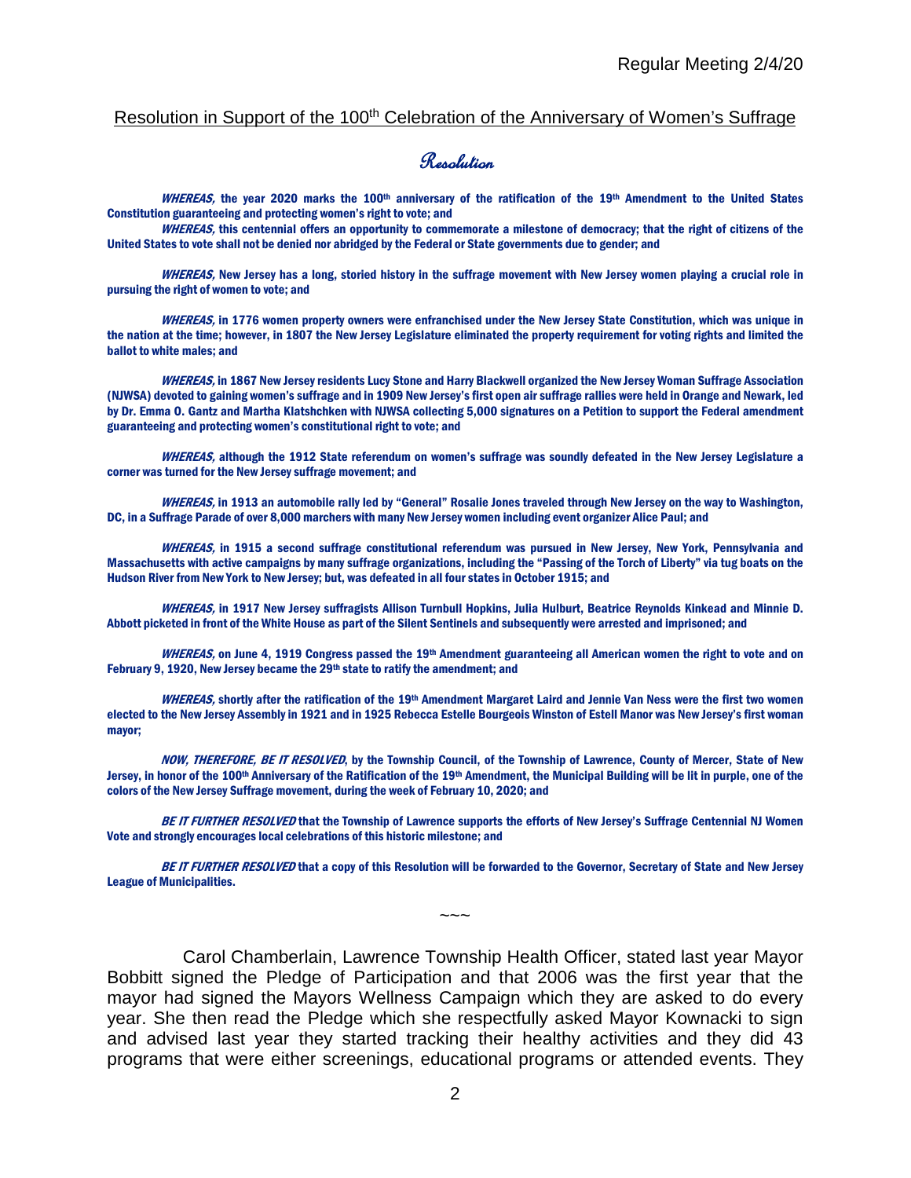Resolution in Support of the 100th Celebration of the Anniversary of Women's Suffrage

## Resolution

***WHEREAS,*** **the year 2020 marks the 100th anniversary of the ratification of the 19th Amendment to the United States Constitution guaranteeing and protecting women's right to vote; and**

***WHEREAS,*** **this centennial offers an opportunity to commemorate a milestone of democracy; that the right of citizens of the United States to vote shall not be denied nor abridged by the Federal or State governments due to gender; and**

***WHEREAS,*** **New Jersey has a long, storied history in the suffrage movement with New Jersey women playing a crucial role in pursuing the right of women to vote; and**

***WHEREAS,*** **in 1776 women property owners were enfranchised under the New Jersey State Constitution, which was unique in the nation at the time; however, in 1807 the New Jersey Legislature eliminated the property requirement for voting rights and limited the ballot to white males; and**

***WHEREAS,*** **in 1867 New Jersey residents Lucy Stone and Harry Blackwell organized the New Jersey Woman Suffrage Association (NJWSA) devoted to gaining women's suffrage and in 1909 New Jersey's first open air suffrage rallies were held in Orange and Newark, led by Dr. Emma O. Gantz and Martha Klatshchken with NJWSA collecting 5,000 signatures on a Petition to support the Federal amendment guaranteeing and protecting women's constitutional right to vote; and**

***WHEREAS,*** **although the 1912 State referendum on women's suffrage was soundly defeated in the New Jersey Legislature a corner was turned for the New Jersey suffrage movement; and**

***WHEREAS,*** **in 1913 an automobile rally led by "General" Rosalie Jones traveled through New Jersey on the way to Washington, DC, in a Suffrage Parade of over 8,000 marchers with many New Jersey women including event organizer Alice Paul; and**

***WHEREAS,*** **in 1915 a second suffrage constitutional referendum was pursued in New Jersey, New York, Pennsylvania and Massachusetts with active campaigns by many suffrage organizations, including the "Passing of the Torch of Liberty" via tug boats on the Hudson River from New York to New Jersey; but, was defeated in all four states in October 1915; and**

***WHEREAS,*** **in 1917 New Jersey suffragists Allison Turnbull Hopkins, Julia Hulburt, Beatrice Reynolds Kinkead and Minnie D. Abbott picketed in front of the White House as part of the Silent Sentinels and subsequently were arrested and imprisoned; and**

***WHEREAS,*** **on June 4, 1919 Congress passed the 19th Amendment guaranteeing all American women the right to vote and on February 9, 1920, New Jersey became the 29th state to ratify the amendment; and**

***WHEREAS,*** **shortly after the ratification of the 19th Amendment Margaret Laird and Jennie Van Ness were the first two women elected to the New Jersey Assembly in 1921 and in 1925 Rebecca Estelle Bourgeois Winston of Estell Manor was New Jersey's first woman mayor;**

***NOW, THEREFORE, BE IT RESOLVED*****, by the Township Council, of the Township of Lawrence, County of Mercer, State of New Jersey, in honor of the 100th Anniversary of the Ratification of the 19th Amendment, the Municipal Building will be lit in purple, one of the colors of the New Jersey Suffrage movement, during the week of February 10, 2020; and**

***BE IT FURTHER RESOLVED*** **that the Township of Lawrence supports the efforts of New Jersey's Suffrage Centennial NJ Women Vote and strongly encourages local celebrations of this historic milestone; and**

***BE IT FURTHER RESOLVED*** **that a copy of this Resolution will be forwarded to the Governor, Secretary of State and New Jersey League of Municipalities.**

~~~

Carol Chamberlain, Lawrence Township Health Officer, stated last year Mayor Bobbitt signed the Pledge of Participation and that 2006 was the first year that the mayor had signed the Mayors Wellness Campaign which they are asked to do every year. She then read the Pledge which she respectfully asked Mayor Kownacki to sign and advised last year they started tracking their healthy activities and they did 43 programs that were either screenings, educational programs or attended events. They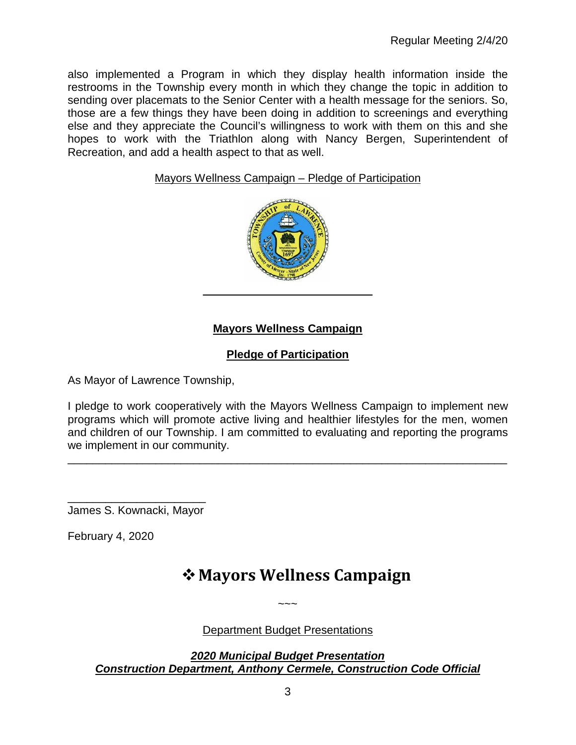also implemented a Program in which they display health information inside the restrooms in the Township every month in which they change the topic in addition to sending over placemats to the Senior Center with a health message for the seniors. So, those are a few things they have been doing in addition to screenings and everything else and they appreciate the Council's willingness to work with them on this and she hopes to work with the Triathlon along with Nancy Bergen, Superintendent of Recreation, and add a health aspect to that as well.

<u>Mayors Wellness Campaign – Pledge of Participation</u>

**<u>Mayors Wellness Campaign</u>**

**<u>Pledge of Participation</u>**

As Mayor of Lawrence Township,

I pledge to work cooperatively with the Mayors Wellness Campaign to implement new programs which will promote active living and healthier lifestyles for the men, women and children of our Township. I am committed to evaluating and reporting the programs we implement in our community.

---

\_\_\_\_\_\_\_\_\_\_\_\_\_\_\_\_\_\_\_\_\_\_
James S. Kownacki, Mayor

February 4, 2020

## ❖ Mayors Wellness Campaign

~~~

<u>Department Budget Presentations</u>

***<u>2020 Municipal Budget Presentation</u>***
***<u>Construction Department, Anthony Cermele, Construction Code Official</u>***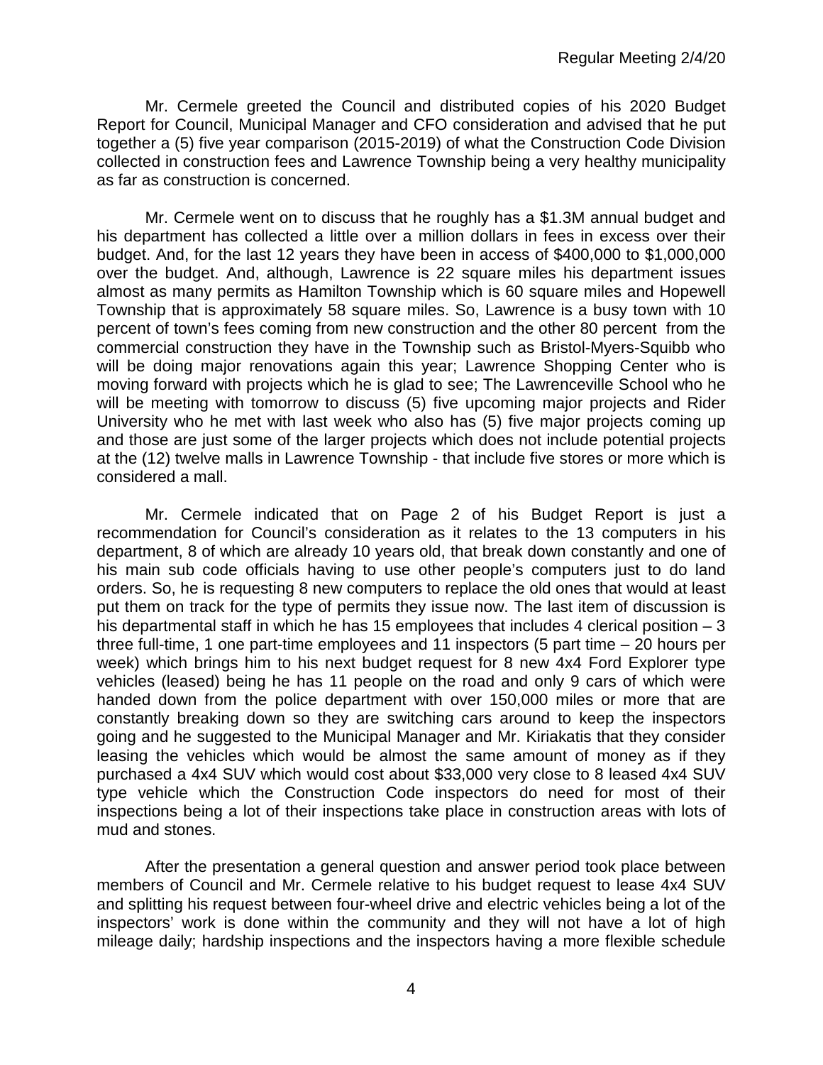Mr. Cermele greeted the Council and distributed copies of his 2020 Budget Report for Council, Municipal Manager and CFO consideration and advised that he put together a (5) five year comparison (2015-2019) of what the Construction Code Division collected in construction fees and Lawrence Township being a very healthy municipality as far as construction is concerned.

Mr. Cermele went on to discuss that he roughly has a $1.3M annual budget and his department has collected a little over a million dollars in fees in excess over their budget. And, for the last 12 years they have been in access of $400,000 to $1,000,000 over the budget. And, although, Lawrence is 22 square miles his department issues almost as many permits as Hamilton Township which is 60 square miles and Hopewell Township that is approximately 58 square miles. So, Lawrence is a busy town with 10 percent of town's fees coming from new construction and the other 80 percent from the commercial construction they have in the Township such as Bristol-Myers-Squibb who will be doing major renovations again this year; Lawrence Shopping Center who is moving forward with projects which he is glad to see; The Lawrenceville School who he will be meeting with tomorrow to discuss (5) five upcoming major projects and Rider University who he met with last week who also has (5) five major projects coming up and those are just some of the larger projects which does not include potential projects at the (12) twelve malls in Lawrence Township - that include five stores or more which is considered a mall.

Mr. Cermele indicated that on Page 2 of his Budget Report is just a recommendation for Council's consideration as it relates to the 13 computers in his department, 8 of which are already 10 years old, that break down constantly and one of his main sub code officials having to use other people's computers just to do land orders. So, he is requesting 8 new computers to replace the old ones that would at least put them on track for the type of permits they issue now. The last item of discussion is his departmental staff in which he has 15 employees that includes 4 clerical position – 3 three full-time, 1 one part-time employees and 11 inspectors (5 part time – 20 hours per week) which brings him to his next budget request for 8 new 4x4 Ford Explorer type vehicles (leased) being he has 11 people on the road and only 9 cars of which were handed down from the police department with over 150,000 miles or more that are constantly breaking down so they are switching cars around to keep the inspectors going and he suggested to the Municipal Manager and Mr. Kiriakatis that they consider leasing the vehicles which would be almost the same amount of money as if they purchased a 4x4 SUV which would cost about $33,000 very close to 8 leased 4x4 SUV type vehicle which the Construction Code inspectors do need for most of their inspections being a lot of their inspections take place in construction areas with lots of mud and stones.

After the presentation a general question and answer period took place between members of Council and Mr. Cermele relative to his budget request to lease 4x4 SUV and splitting his request between four-wheel drive and electric vehicles being a lot of the inspectors' work is done within the community and they will not have a lot of high mileage daily; hardship inspections and the inspectors having a more flexible schedule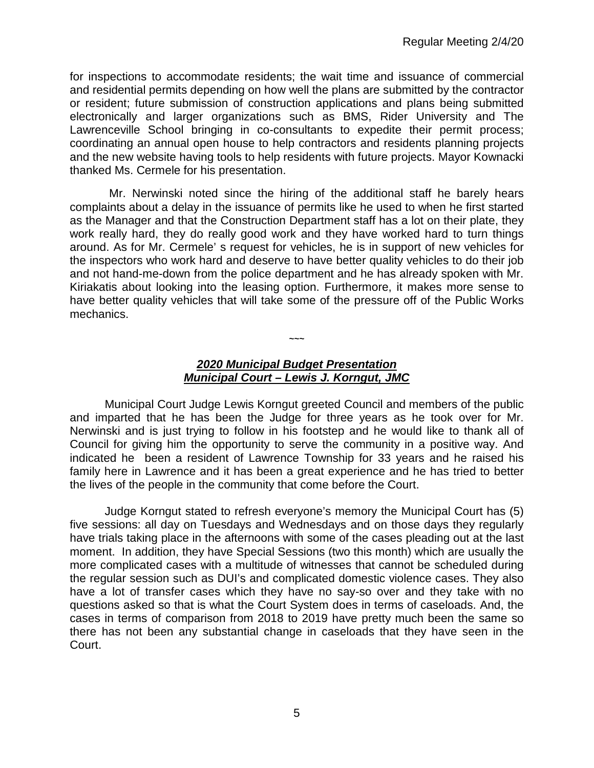for inspections to accommodate residents; the wait time and issuance of commercial and residential permits depending on how well the plans are submitted by the contractor or resident; future submission of construction applications and plans being submitted electronically and larger organizations such as BMS, Rider University and The Lawrenceville School bringing in co-consultants to expedite their permit process; coordinating an annual open house to help contractors and residents planning projects and the new website having tools to help residents with future projects. Mayor Kownacki thanked Ms. Cermele for his presentation.

Mr. Nerwinski noted since the hiring of the additional staff he barely hears complaints about a delay in the issuance of permits like he used to when he first started as the Manager and that the Construction Department staff has a lot on their plate, they work really hard, they do really good work and they have worked hard to turn things around. As for Mr. Cermele' s request for vehicles, he is in support of new vehicles for the inspectors who work hard and deserve to have better quality vehicles to do their job and not hand-me-down from the police department and he has already spoken with Mr. Kiriakatis about looking into the leasing option. Furthermore, it makes more sense to have better quality vehicles that will take some of the pressure off of the Public Works mechanics.

~~~

***2020 Municipal Budget Presentation***
***Municipal Court – Lewis J. Korngut, JMC***

Municipal Court Judge Lewis Korngut greeted Council and members of the public and imparted that he has been the Judge for three years as he took over for Mr. Nerwinski and is just trying to follow in his footstep and he would like to thank all of Council for giving him the opportunity to serve the community in a positive way. And indicated he been a resident of Lawrence Township for 33 years and he raised his family here in Lawrence and it has been a great experience and he has tried to better the lives of the people in the community that come before the Court.

Judge Korngut stated to refresh everyone's memory the Municipal Court has (5) five sessions: all day on Tuesdays and Wednesdays and on those days they regularly have trials taking place in the afternoons with some of the cases pleading out at the last moment. In addition, they have Special Sessions (two this month) which are usually the more complicated cases with a multitude of witnesses that cannot be scheduled during the regular session such as DUI's and complicated domestic violence cases. They also have a lot of transfer cases which they have no say-so over and they take with no questions asked so that is what the Court System does in terms of caseloads. And, the cases in terms of comparison from 2018 to 2019 have pretty much been the same so there has not been any substantial change in caseloads that they have seen in the Court.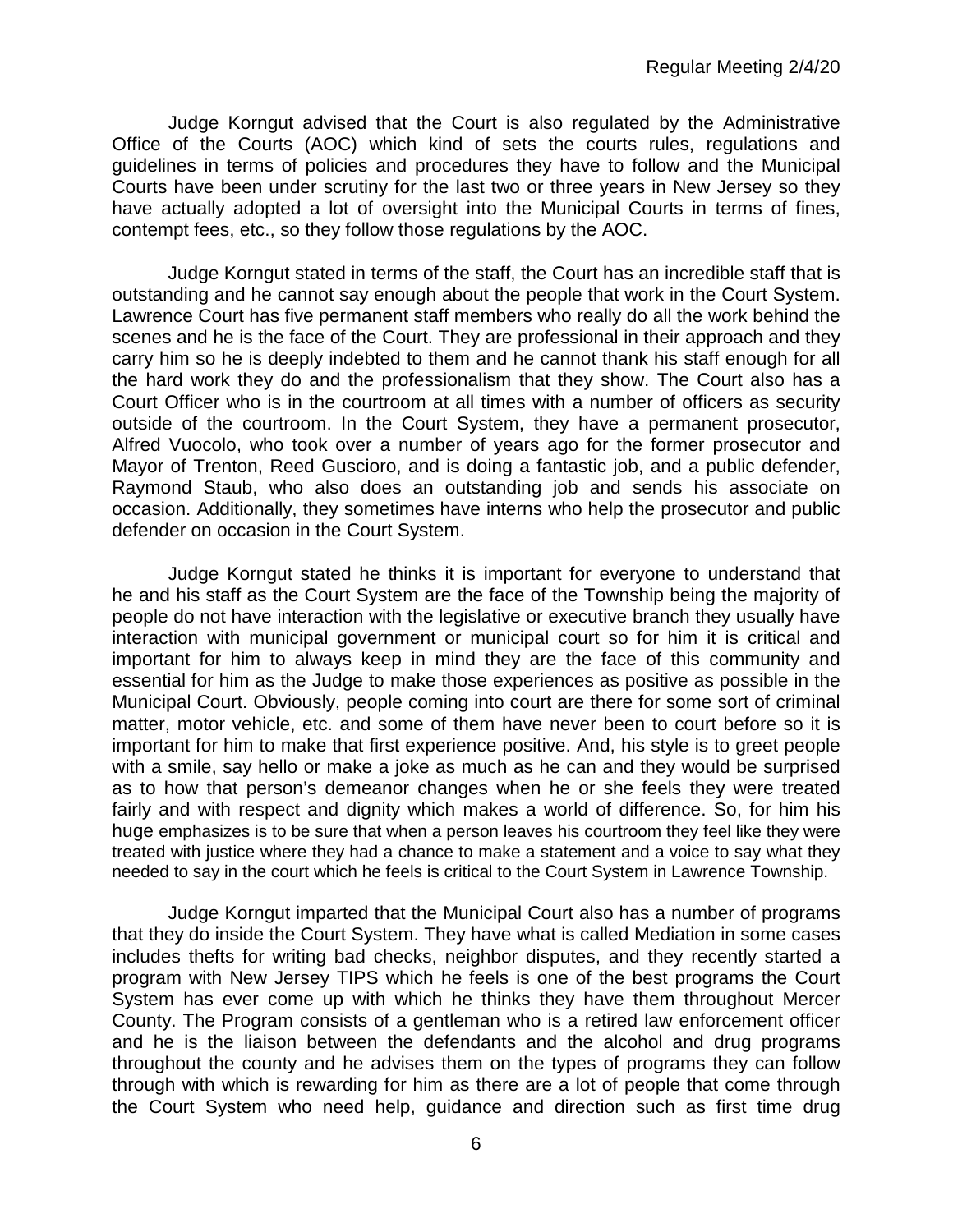Judge Korngut advised that the Court is also regulated by the Administrative Office of the Courts (AOC) which kind of sets the courts rules, regulations and guidelines in terms of policies and procedures they have to follow and the Municipal Courts have been under scrutiny for the last two or three years in New Jersey so they have actually adopted a lot of oversight into the Municipal Courts in terms of fines, contempt fees, etc., so they follow those regulations by the AOC.

Judge Korngut stated in terms of the staff, the Court has an incredible staff that is outstanding and he cannot say enough about the people that work in the Court System. Lawrence Court has five permanent staff members who really do all the work behind the scenes and he is the face of the Court. They are professional in their approach and they carry him so he is deeply indebted to them and he cannot thank his staff enough for all the hard work they do and the professionalism that they show. The Court also has a Court Officer who is in the courtroom at all times with a number of officers as security outside of the courtroom. In the Court System, they have a permanent prosecutor, Alfred Vuocolo, who took over a number of years ago for the former prosecutor and Mayor of Trenton, Reed Gusciora, and is doing a fantastic job, and a public defender, Raymond Staub, who also does an outstanding job and sends his associate on occasion. Additionally, they sometimes have interns who help the prosecutor and public defender on occasion in the Court System.

Judge Korngut stated he thinks it is important for everyone to understand that he and his staff as the Court System are the face of the Township being the majority of people do not have interaction with the legislative or executive branch they usually have interaction with municipal government or municipal court so for him it is critical and important for him to always keep in mind they are the face of this community and essential for him as the Judge to make those experiences as positive as possible in the Municipal Court. Obviously, people coming into court are there for some sort of criminal matter, motor vehicle, etc. and some of them have never been to court before so it is important for him to make that first experience positive. And, his style is to greet people with a smile, say hello or make a joke as much as he can and they would be surprised as to how that person's demeanor changes when he or she feels they were treated fairly and with respect and dignity which makes a world of difference. So, for him his huge emphasizes is to be sure that when a person leaves his courtroom they feel like they were treated with justice where they had a chance to make a statement and a voice to say what they needed to say in the court which he feels is critical to the Court System in Lawrence Township.

Judge Korngut imparted that the Municipal Court also has a number of programs that they do inside the Court System. They have what is called Mediation in some cases includes thefts for writing bad checks, neighbor disputes, and they recently started a program with New Jersey TIPS which he feels is one of the best programs the Court System has ever come up with which he thinks they have them throughout Mercer County. The Program consists of a gentleman who is a retired law enforcement officer and he is the liaison between the defendants and the alcohol and drug programs throughout the county and he advises them on the types of programs they can follow through with which is rewarding for him as there are a lot of people that come through the Court System who need help, guidance and direction such as first time drug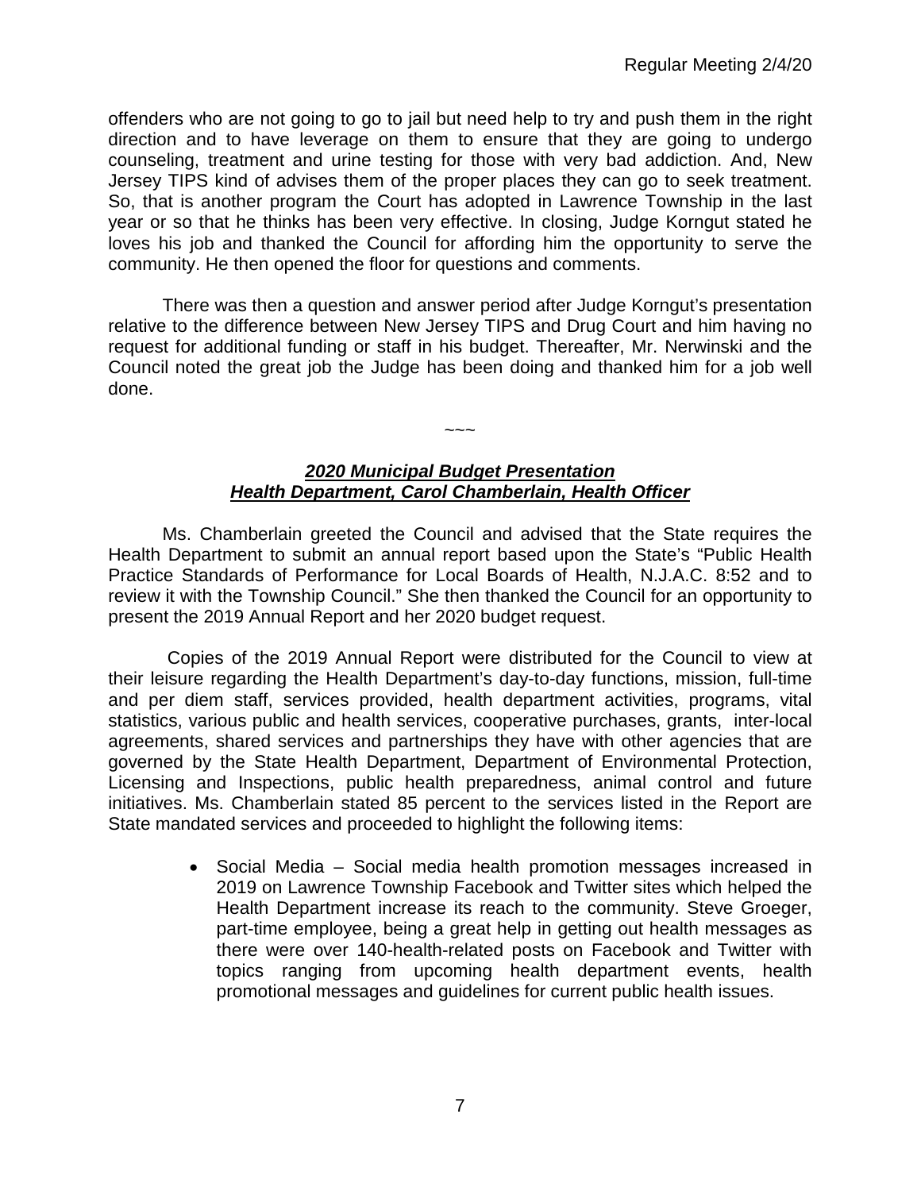offenders who are not going to go to jail but need help to try and push them in the right direction and to have leverage on them to ensure that they are going to undergo counseling, treatment and urine testing for those with very bad addiction. And, New Jersey TIPS kind of advises them of the proper places they can go to seek treatment. So, that is another program the Court has adopted in Lawrence Township in the last year or so that he thinks has been very effective. In closing, Judge Korngut stated he loves his job and thanked the Council for affording him the opportunity to serve the community. He then opened the floor for questions and comments.

There was then a question and answer period after Judge Korngut's presentation relative to the difference between New Jersey TIPS and Drug Court and him having no request for additional funding or staff in his budget. Thereafter, Mr. Nerwinski and the Council noted the great job the Judge has been doing and thanked him for a job well done.

~~~

***2020 Municipal Budget Presentation***
***Health Department, Carol Chamberlain, Health Officer***

Ms. Chamberlain greeted the Council and advised that the State requires the Health Department to submit an annual report based upon the State's "Public Health Practice Standards of Performance for Local Boards of Health, N.J.A.C. 8:52 and to review it with the Township Council." She then thanked the Council for an opportunity to present the 2019 Annual Report and her 2020 budget request.

Copies of the 2019 Annual Report were distributed for the Council to view at their leisure regarding the Health Department's day-to-day functions, mission, full-time and per diem staff, services provided, health department activities, programs, vital statistics, various public and health services, cooperative purchases, grants, inter-local agreements, shared services and partnerships they have with other agencies that are governed by the State Health Department, Department of Environmental Protection, Licensing and Inspections, public health preparedness, animal control and future initiatives. Ms. Chamberlain stated 85 percent to the services listed in the Report are State mandated services and proceeded to highlight the following items:

- Social Media – Social media health promotion messages increased in 2019 on Lawrence Township Facebook and Twitter sites which helped the Health Department increase its reach to the community. Steve Groeger, part-time employee, being a great help in getting out health messages as there were over 140-health-related posts on Facebook and Twitter with topics ranging from upcoming health department events, health promotional messages and guidelines for current public health issues.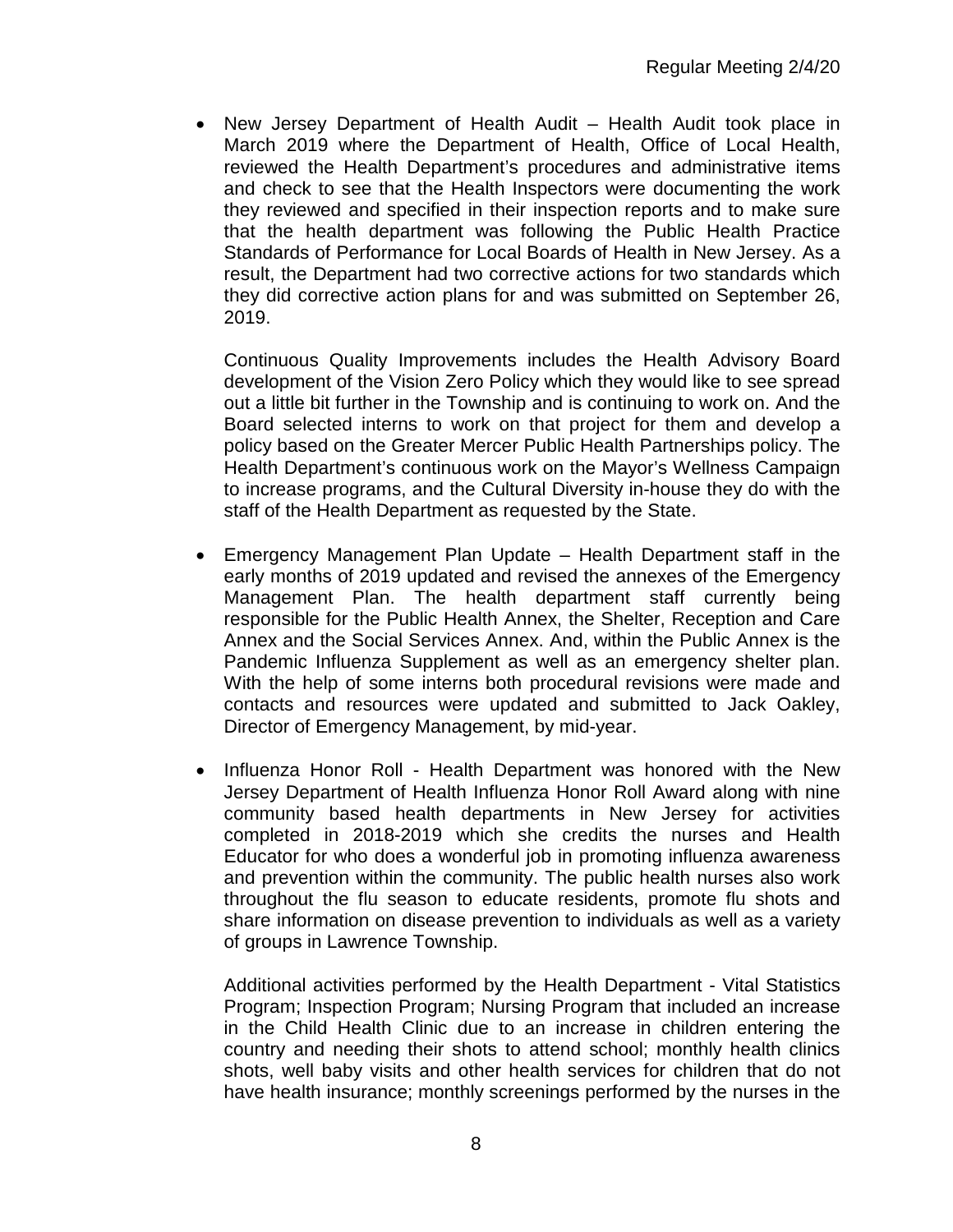- New Jersey Department of Health Audit – Health Audit took place in March 2019 where the Department of Health, Office of Local Health, reviewed the Health Department's procedures and administrative items and check to see that the Health Inspectors were documenting the work they reviewed and specified in their inspection reports and to make sure that the health department was following the Public Health Practice Standards of Performance for Local Boards of Health in New Jersey. As a result, the Department had two corrective actions for two standards which they did corrective action plans for and was submitted on September 26, 2019.

  Continuous Quality Improvements includes the Health Advisory Board development of the Vision Zero Policy which they would like to see spread out a little bit further in the Township and is continuing to work on. And the Board selected interns to work on that project for them and develop a policy based on the Greater Mercer Public Health Partnerships policy. The Health Department's continuous work on the Mayor's Wellness Campaign to increase programs, and the Cultural Diversity in-house they do with the staff of the Health Department as requested by the State.

- Emergency Management Plan Update – Health Department staff in the early months of 2019 updated and revised the annexes of the Emergency Management Plan. The health department staff currently being responsible for the Public Health Annex, the Shelter, Reception and Care Annex and the Social Services Annex. And, within the Public Annex is the Pandemic Influenza Supplement as well as an emergency shelter plan. With the help of some interns both procedural revisions were made and contacts and resources were updated and submitted to Jack Oakley, Director of Emergency Management, by mid-year.

- Influenza Honor Roll - Health Department was honored with the New Jersey Department of Health Influenza Honor Roll Award along with nine community based health departments in New Jersey for activities completed in 2018-2019 which she credits the nurses and Health Educator for who does a wonderful job in promoting influenza awareness and prevention within the community. The public health nurses also work throughout the flu season to educate residents, promote flu shots and share information on disease prevention to individuals as well as a variety of groups in Lawrence Township.

  Additional activities performed by the Health Department - Vital Statistics Program; Inspection Program; Nursing Program that included an increase in the Child Health Clinic due to an increase in children entering the country and needing their shots to attend school; monthly health clinics shots, well baby visits and other health services for children that do not have health insurance; monthly screenings performed by the nurses in the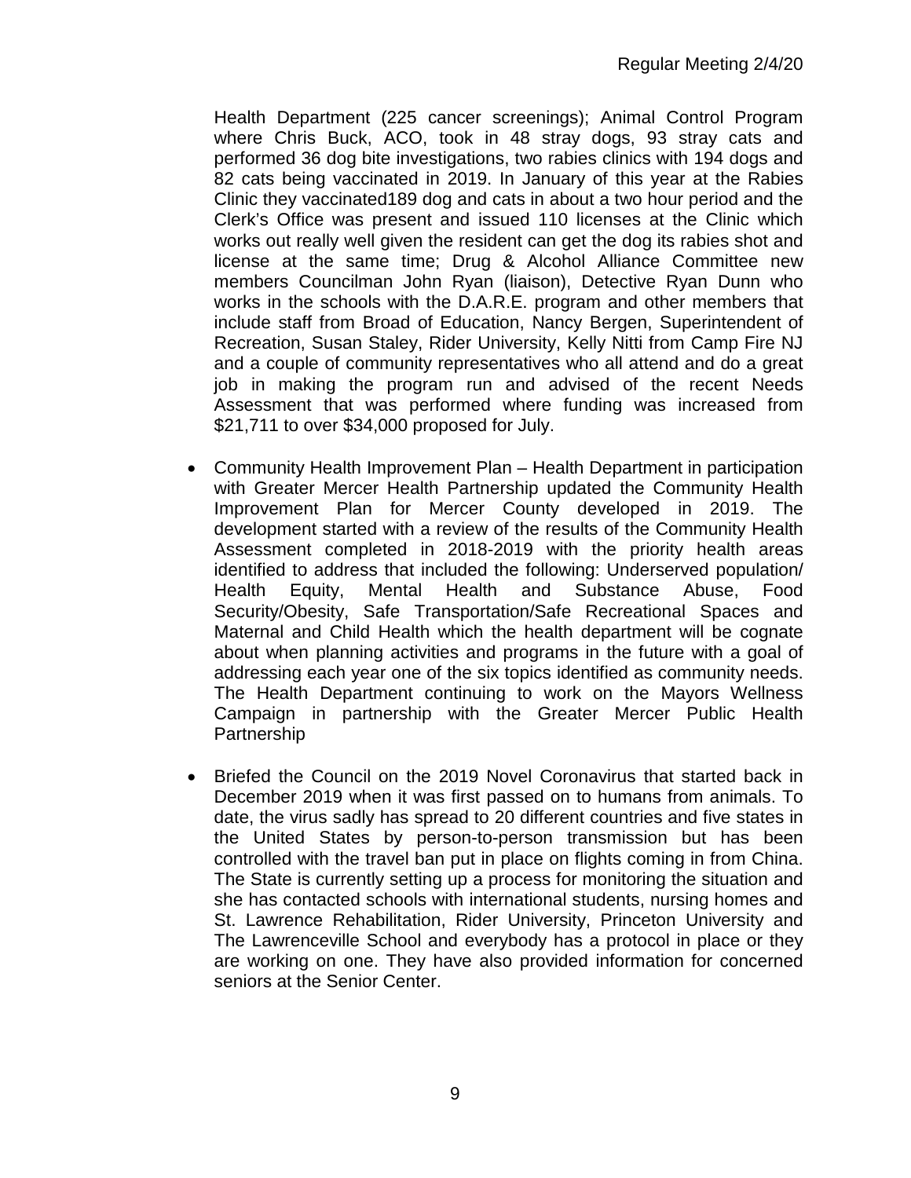Health Department (225 cancer screenings); Animal Control Program where Chris Buck, ACO, took in 48 stray dogs, 93 stray cats and performed 36 dog bite investigations, two rabies clinics with 194 dogs and 82 cats being vaccinated in 2019. In January of this year at the Rabies Clinic they vaccinated189 dog and cats in about a two hour period and the Clerk's Office was present and issued 110 licenses at the Clinic which works out really well given the resident can get the dog its rabies shot and license at the same time; Drug & Alcohol Alliance Committee new members Councilman John Ryan (liaison), Detective Ryan Dunn who works in the schools with the D.A.R.E. program and other members that include staff from Broad of Education, Nancy Bergen, Superintendent of Recreation, Susan Staley, Rider University, Kelly Nitti from Camp Fire NJ and a couple of community representatives who all attend and do a great job in making the program run and advised of the recent Needs Assessment that was performed where funding was increased from $21,711 to over $34,000 proposed for July.

- Community Health Improvement Plan – Health Department in participation with Greater Mercer Health Partnership updated the Community Health Improvement Plan for Mercer County developed in 2019. The development started with a review of the results of the Community Health Assessment completed in 2018-2019 with the priority health areas identified to address that included the following: Underserved population/ Health Equity, Mental Health and Substance Abuse, Food Security/Obesity, Safe Transportation/Safe Recreational Spaces and Maternal and Child Health which the health department will be cognate about when planning activities and programs in the future with a goal of addressing each year one of the six topics identified as community needs. The Health Department continuing to work on the Mayors Wellness Campaign in partnership with the Greater Mercer Public Health Partnership

- Briefed the Council on the 2019 Novel Coronavirus that started back in December 2019 when it was first passed on to humans from animals. To date, the virus sadly has spread to 20 different countries and five states in the United States by person-to-person transmission but has been controlled with the travel ban put in place on flights coming in from China. The State is currently setting up a process for monitoring the situation and she has contacted schools with international students, nursing homes and St. Lawrence Rehabilitation, Rider University, Princeton University and The Lawrenceville School and everybody has a protocol in place or they are working on one. They have also provided information for concerned seniors at the Senior Center.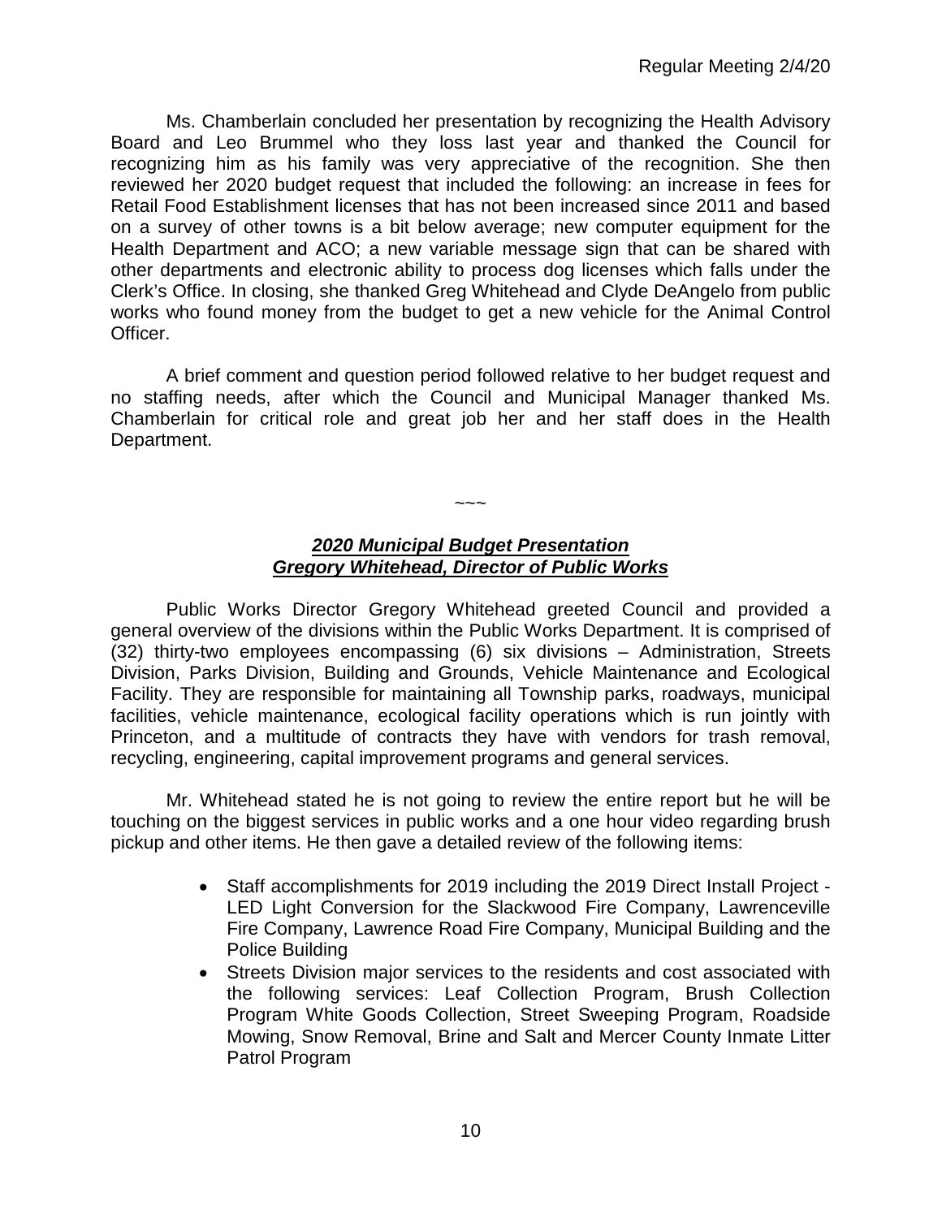Ms. Chamberlain concluded her presentation by recognizing the Health Advisory Board and Leo Brummel who they loss last year and thanked the Council for recognizing him as his family was very appreciative of the recognition. She then reviewed her 2020 budget request that included the following: an increase in fees for Retail Food Establishment licenses that has not been increased since 2011 and based on a survey of other towns is a bit below average; new computer equipment for the Health Department and ACO; a new variable message sign that can be shared with other departments and electronic ability to process dog licenses which falls under the Clerk's Office. In closing, she thanked Greg Whitehead and Clyde DeAngelo from public works who found money from the budget to get a new vehicle for the Animal Control Officer.

A brief comment and question period followed relative to her budget request and no staffing needs, after which the Council and Municipal Manager thanked Ms. Chamberlain for critical role and great job her and her staff does in the Health Department.

~~~

***2020 Municipal Budget Presentation***
***Gregory Whitehead, Director of Public Works***

Public Works Director Gregory Whitehead greeted Council and provided a general overview of the divisions within the Public Works Department. It is comprised of (32) thirty-two employees encompassing (6) six divisions – Administration, Streets Division, Parks Division, Building and Grounds, Vehicle Maintenance and Ecological Facility. They are responsible for maintaining all Township parks, roadways, municipal facilities, vehicle maintenance, ecological facility operations which is run jointly with Princeton, and a multitude of contracts they have with vendors for trash removal, recycling, engineering, capital improvement programs and general services.

Mr. Whitehead stated he is not going to review the entire report but he will be touching on the biggest services in public works and a one hour video regarding brush pickup and other items. He then gave a detailed review of the following items:

- Staff accomplishments for 2019 including the 2019 Direct Install Project - LED Light Conversion for the Slackwood Fire Company, Lawrenceville Fire Company, Lawrence Road Fire Company, Municipal Building and the Police Building
- Streets Division major services to the residents and cost associated with the following services: Leaf Collection Program, Brush Collection Program White Goods Collection, Street Sweeping Program, Roadside Mowing, Snow Removal, Brine and Salt and Mercer County Inmate Litter Patrol Program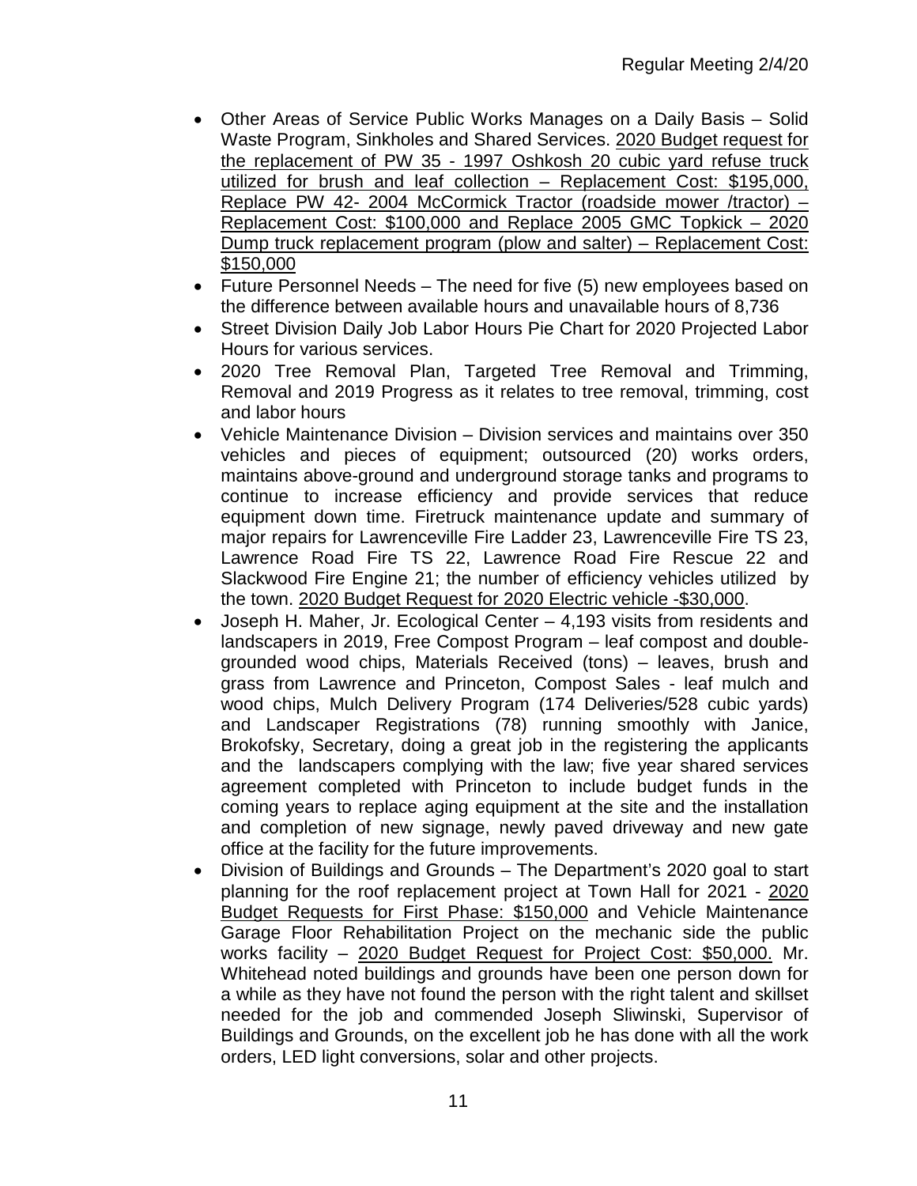- Other Areas of Service Public Works Manages on a Daily Basis – Solid Waste Program, Sinkholes and Shared Services. <u>2020 Budget request for the replacement of PW 35 - 1997 Oshkosh 20 cubic yard refuse truck utilized for brush and leaf collection – Replacement Cost: $195,000, Replace PW 42- 2004 McCormick Tractor (roadside mower /tractor) – Replacement Cost: $100,000 and Replace 2005 GMC Topkick – 2020 Dump truck replacement program (plow and salter) – Replacement Cost: $150,000</u>
- Future Personnel Needs – The need for five (5) new employees based on the difference between available hours and unavailable hours of 8,736
- Street Division Daily Job Labor Hours Pie Chart for 2020 Projected Labor Hours for various services.
- 2020 Tree Removal Plan, Targeted Tree Removal and Trimming, Removal and 2019 Progress as it relates to tree removal, trimming, cost and labor hours
- Vehicle Maintenance Division – Division services and maintains over 350 vehicles and pieces of equipment; outsourced (20) works orders, maintains above-ground and underground storage tanks and programs to continue to increase efficiency and provide services that reduce equipment down time. Firetruck maintenance update and summary of major repairs for Lawrenceville Fire Ladder 23, Lawrenceville Fire TS 23, Lawrence Road Fire TS 22, Lawrence Road Fire Rescue 22 and Slackwood Fire Engine 21; the number of efficiency vehicles utilized by the town. <u>2020 Budget Request for 2020 Electric vehicle -$30,000</u>.
- Joseph H. Maher, Jr. Ecological Center – 4,193 visits from residents and landscapers in 2019, Free Compost Program – leaf compost and double-grounded wood chips, Materials Received (tons) – leaves, brush and grass from Lawrence and Princeton, Compost Sales - leaf mulch and wood chips, Mulch Delivery Program (174 Deliveries/528 cubic yards) and Landscaper Registrations (78) running smoothly with Janice, Brokofsky, Secretary, doing a great job in the registering the applicants and the landscapers complying with the law; five year shared services agreement completed with Princeton to include budget funds in the coming years to replace aging equipment at the site and the installation and completion of new signage, newly paved driveway and new gate office at the facility for the future improvements.
- Division of Buildings and Grounds – The Department's 2020 goal to start planning for the roof replacement project at Town Hall for 2021 - <u>2020 Budget Requests for First Phase: $150,000</u> and Vehicle Maintenance Garage Floor Rehabilitation Project on the mechanic side the public works facility – <u>2020 Budget Request for Project Cost: $50,000.</u> Mr. Whitehead noted buildings and grounds have been one person down for a while as they have not found the person with the right talent and skillset needed for the job and commended Joseph Sliwinski, Supervisor of Buildings and Grounds, on the excellent job he has done with all the work orders, LED light conversions, solar and other projects.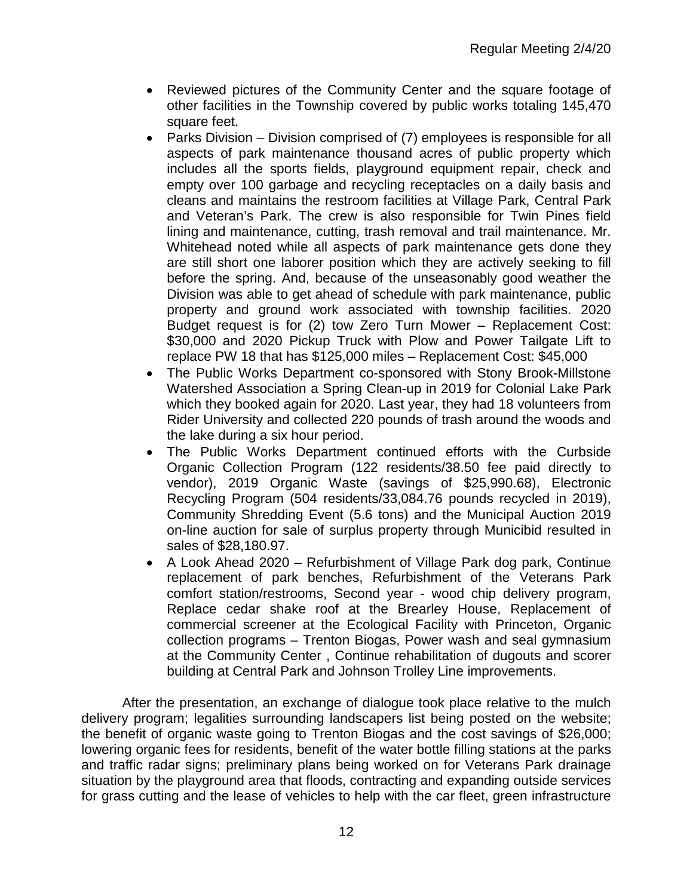- Reviewed pictures of the Community Center and the square footage of other facilities in the Township covered by public works totaling 145,470 square feet.
- Parks Division – Division comprised of (7) employees is responsible for all aspects of park maintenance thousand acres of public property which includes all the sports fields, playground equipment repair, check and empty over 100 garbage and recycling receptacles on a daily basis and cleans and maintains the restroom facilities at Village Park, Central Park and Veteran's Park. The crew is also responsible for Twin Pines field lining and maintenance, cutting, trash removal and trail maintenance. Mr. Whitehead noted while all aspects of park maintenance gets done they are still short one laborer position which they are actively seeking to fill before the spring. And, because of the unseasonably good weather the Division was able to get ahead of schedule with park maintenance, public property and ground work associated with township facilities. 2020 Budget request is for (2) tow Zero Turn Mower – Replacement Cost: $30,000 and 2020 Pickup Truck with Plow and Power Tailgate Lift to replace PW 18 that has $125,000 miles – Replacement Cost: $45,000
- The Public Works Department co-sponsored with Stony Brook-Millstone Watershed Association a Spring Clean-up in 2019 for Colonial Lake Park which they booked again for 2020. Last year, they had 18 volunteers from Rider University and collected 220 pounds of trash around the woods and the lake during a six hour period.
- The Public Works Department continued efforts with the Curbside Organic Collection Program (122 residents/38.50 fee paid directly to vendor), 2019 Organic Waste (savings of $25,990.68), Electronic Recycling Program (504 residents/33,084.76 pounds recycled in 2019), Community Shredding Event (5.6 tons) and the Municipal Auction 2019 on-line auction for sale of surplus property through Municibid resulted in sales of $28,180.97.
- A Look Ahead 2020 – Refurbishment of Village Park dog park, Continue replacement of park benches, Refurbishment of the Veterans Park comfort station/restrooms, Second year - wood chip delivery program, Replace cedar shake roof at the Brearley House, Replacement of commercial screener at the Ecological Facility with Princeton, Organic collection programs – Trenton Biogas, Power wash and seal gymnasium at the Community Center , Continue rehabilitation of dugouts and scorer building at Central Park and Johnson Trolley Line improvements.

After the presentation, an exchange of dialogue took place relative to the mulch delivery program; legalities surrounding landscapers list being posted on the website; the benefit of organic waste going to Trenton Biogas and the cost savings of $26,000; lowering organic fees for residents, benefit of the water bottle filling stations at the parks and traffic radar signs; preliminary plans being worked on for Veterans Park drainage situation by the playground area that floods, contracting and expanding outside services for grass cutting and the lease of vehicles to help with the car fleet, green infrastructure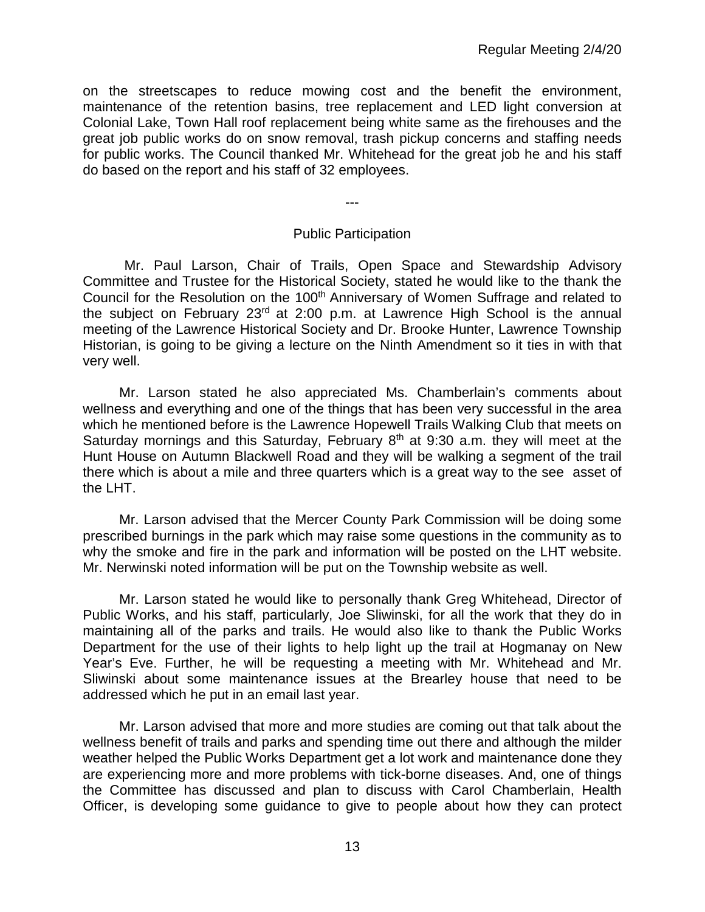on the streetscapes to reduce mowing cost and the benefit the environment, maintenance of the retention basins, tree replacement and LED light conversion at Colonial Lake, Town Hall roof replacement being white same as the firehouses and the great job public works do on snow removal, trash pickup concerns and staffing needs for public works. The Council thanked Mr. Whitehead for the great job he and his staff do based on the report and his staff of 32 employees.

---

## Public Participation

Mr. Paul Larson, Chair of Trails, Open Space and Stewardship Advisory Committee and Trustee for the Historical Society, stated he would like to the thank the Council for the Resolution on the 100th Anniversary of Women Suffrage and related to the subject on February 23rd at 2:00 p.m. at Lawrence High School is the annual meeting of the Lawrence Historical Society and Dr. Brooke Hunter, Lawrence Township Historian, is going to be giving a lecture on the Ninth Amendment so it ties in with that very well.

Mr. Larson stated he also appreciated Ms. Chamberlain's comments about wellness and everything and one of the things that has been very successful in the area which he mentioned before is the Lawrence Hopewell Trails Walking Club that meets on Saturday mornings and this Saturday, February 8th at 9:30 a.m. they will meet at the Hunt House on Autumn Blackwell Road and they will be walking a segment of the trail there which is about a mile and three quarters which is a great way to the see asset of the LHT.

Mr. Larson advised that the Mercer County Park Commission will be doing some prescribed burnings in the park which may raise some questions in the community as to why the smoke and fire in the park and information will be posted on the LHT website. Mr. Nerwinski noted information will be put on the Township website as well.

Mr. Larson stated he would like to personally thank Greg Whitehead, Director of Public Works, and his staff, particularly, Joe Sliwinski, for all the work that they do in maintaining all of the parks and trails. He would also like to thank the Public Works Department for the use of their lights to help light up the trail at Hogmanay on New Year's Eve. Further, he will be requesting a meeting with Mr. Whitehead and Mr. Sliwinski about some maintenance issues at the Brearley house that need to be addressed which he put in an email last year.

Mr. Larson advised that more and more studies are coming out that talk about the wellness benefit of trails and parks and spending time out there and although the milder weather helped the Public Works Department get a lot work and maintenance done they are experiencing more and more problems with tick-borne diseases. And, one of things the Committee has discussed and plan to discuss with Carol Chamberlain, Health Officer, is developing some guidance to give to people about how they can protect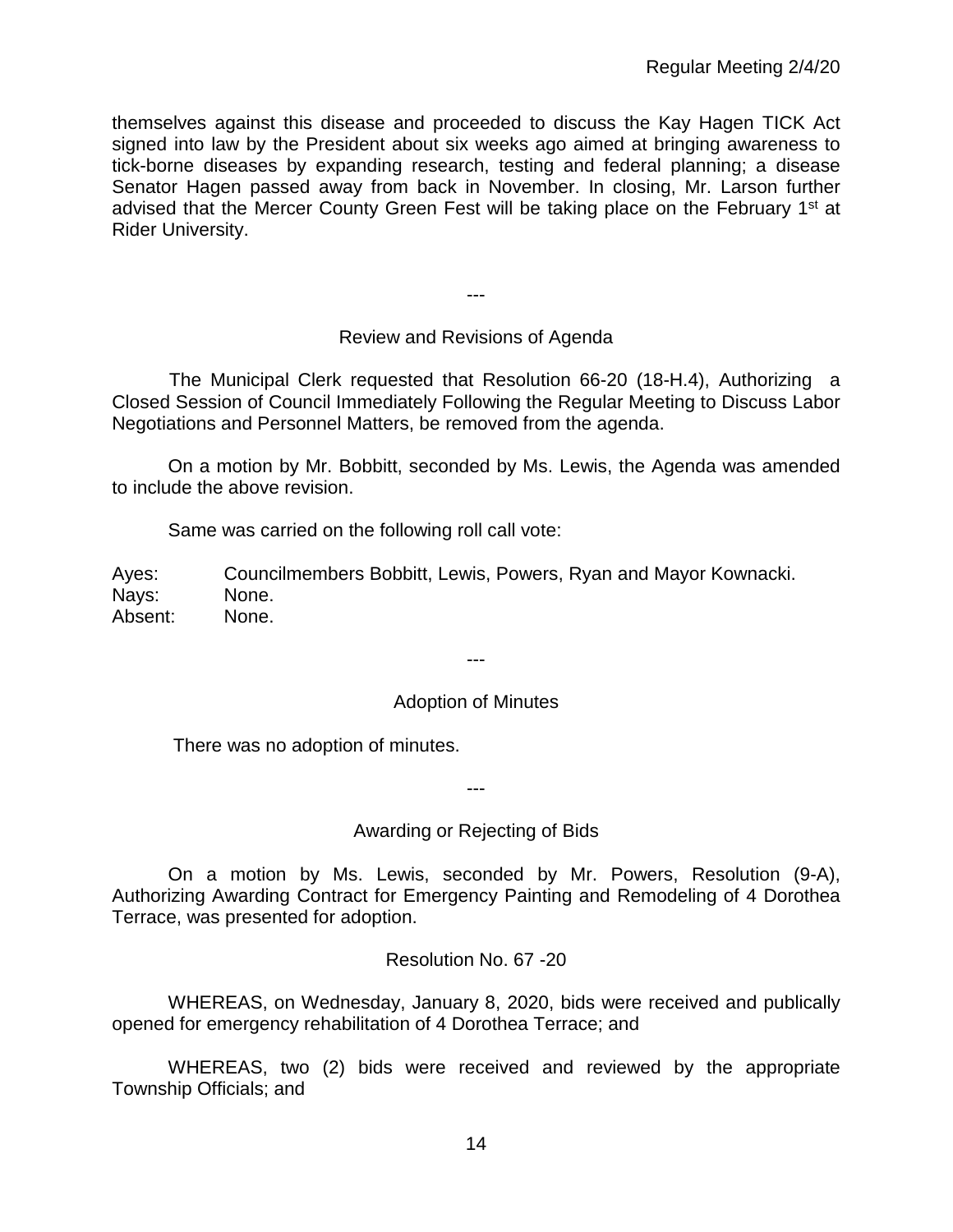themselves against this disease and proceeded to discuss the Kay Hagen TICK Act signed into law by the President about six weeks ago aimed at bringing awareness to tick-borne diseases by expanding research, testing and federal planning; a disease Senator Hagen passed away from back in November. In closing, Mr. Larson further advised that the Mercer County Green Fest will be taking place on the February 1st at Rider University.

---

Review and Revisions of Agenda

The Municipal Clerk requested that Resolution 66-20 (18-H.4), Authorizing a Closed Session of Council Immediately Following the Regular Meeting to Discuss Labor Negotiations and Personnel Matters, be removed from the agenda.

On a motion by Mr. Bobbitt, seconded by Ms. Lewis, the Agenda was amended to include the above revision.

Same was carried on the following roll call vote:

Ayes: Councilmembers Bobbitt, Lewis, Powers, Ryan and Mayor Kownacki.
Nays: None.
Absent: None.

---

Adoption of Minutes

There was no adoption of minutes.

---

Awarding or Rejecting of Bids

On a motion by Ms. Lewis, seconded by Mr. Powers, Resolution (9-A), Authorizing Awarding Contract for Emergency Painting and Remodeling of 4 Dorothea Terrace, was presented for adoption.

Resolution No. 67 -20

WHEREAS, on Wednesday, January 8, 2020, bids were received and publically opened for emergency rehabilitation of 4 Dorothea Terrace; and

WHEREAS, two (2) bids were received and reviewed by the appropriate Township Officials; and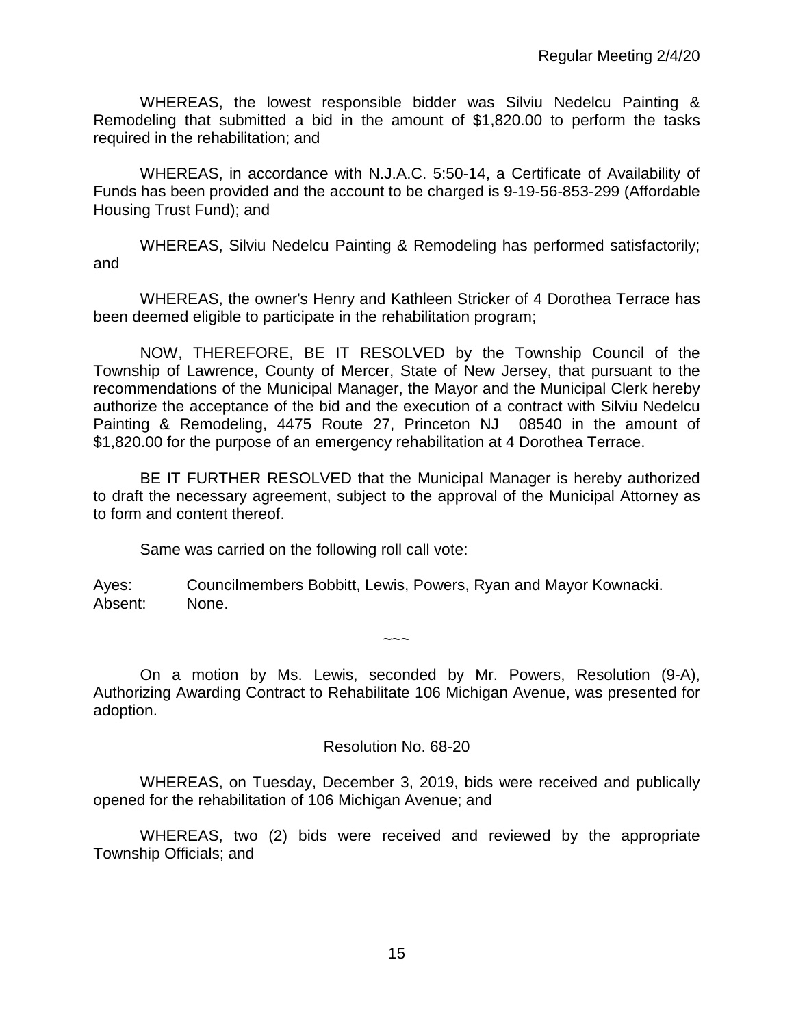WHEREAS, the lowest responsible bidder was Silviu Nedelcu Painting & Remodeling that submitted a bid in the amount of $1,820.00 to perform the tasks required in the rehabilitation; and

WHEREAS, in accordance with N.J.A.C. 5:50-14, a Certificate of Availability of Funds has been provided and the account to be charged is 9-19-56-853-299 (Affordable Housing Trust Fund); and

WHEREAS, Silviu Nedelcu Painting & Remodeling has performed satisfactorily; and

WHEREAS, the owner's Henry and Kathleen Stricker of 4 Dorothea Terrace has been deemed eligible to participate in the rehabilitation program;

NOW, THEREFORE, BE IT RESOLVED by the Township Council of the Township of Lawrence, County of Mercer, State of New Jersey, that pursuant to the recommendations of the Municipal Manager, the Mayor and the Municipal Clerk hereby authorize the acceptance of the bid and the execution of a contract with Silviu Nedelcu Painting & Remodeling, 4475 Route 27, Princeton NJ 08540 in the amount of $1,820.00 for the purpose of an emergency rehabilitation at 4 Dorothea Terrace.

BE IT FURTHER RESOLVED that the Municipal Manager is hereby authorized to draft the necessary agreement, subject to the approval of the Municipal Attorney as to form and content thereof.

Same was carried on the following roll call vote:

Ayes: Councilmembers Bobbitt, Lewis, Powers, Ryan and Mayor Kownacki.
Absent: None.

~~~

On a motion by Ms. Lewis, seconded by Mr. Powers, Resolution (9-A), Authorizing Awarding Contract to Rehabilitate 106 Michigan Avenue, was presented for adoption.

Resolution No. 68-20

WHEREAS, on Tuesday, December 3, 2019, bids were received and publically opened for the rehabilitation of 106 Michigan Avenue; and

WHEREAS, two (2) bids were received and reviewed by the appropriate Township Officials; and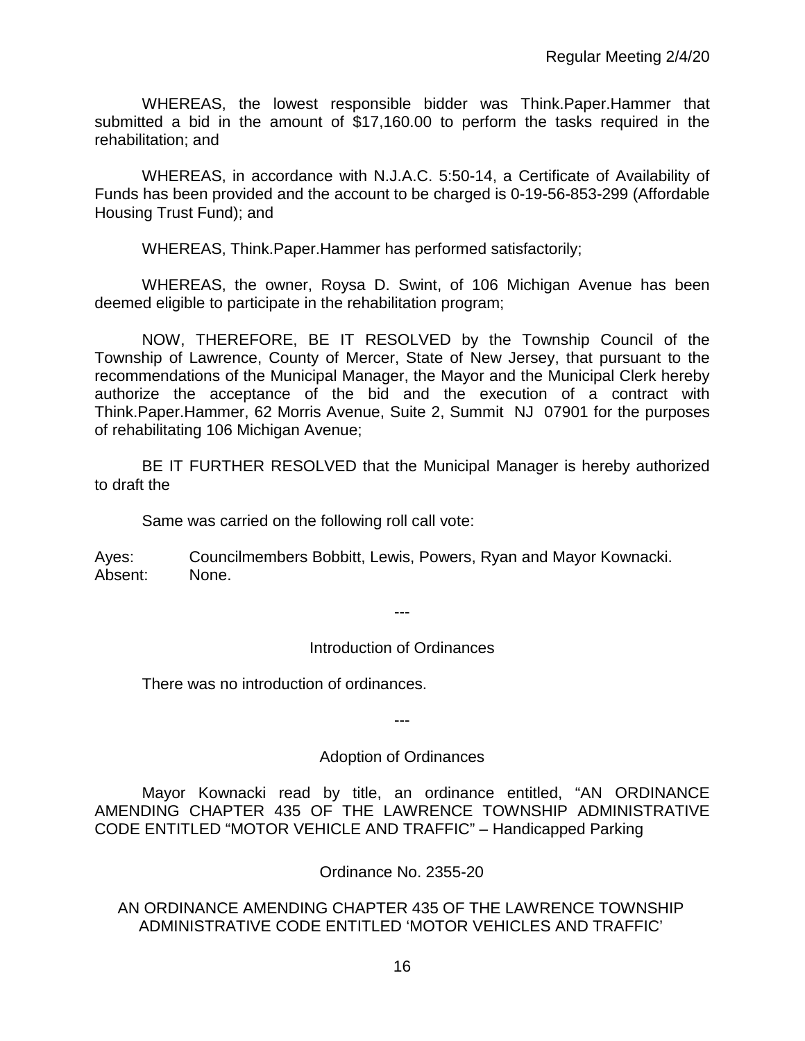WHEREAS, the lowest responsible bidder was Think.Paper.Hammer that submitted a bid in the amount of $17,160.00 to perform the tasks required in the rehabilitation; and

WHEREAS, in accordance with N.J.A.C. 5:50-14, a Certificate of Availability of Funds has been provided and the account to be charged is 0-19-56-853-299 (Affordable Housing Trust Fund); and

WHEREAS, Think.Paper.Hammer has performed satisfactorily;

WHEREAS, the owner, Roysa D. Swint, of 106 Michigan Avenue has been deemed eligible to participate in the rehabilitation program;

NOW, THEREFORE, BE IT RESOLVED by the Township Council of the Township of Lawrence, County of Mercer, State of New Jersey, that pursuant to the recommendations of the Municipal Manager, the Mayor and the Municipal Clerk hereby authorize the acceptance of the bid and the execution of a contract with Think.Paper.Hammer, 62 Morris Avenue, Suite 2, Summit NJ 07901 for the purposes of rehabilitating 106 Michigan Avenue;

BE IT FURTHER RESOLVED that the Municipal Manager is hereby authorized to draft the

Same was carried on the following roll call vote:

Ayes: Councilmembers Bobbitt, Lewis, Powers, Ryan and Mayor Kownacki.
Absent: None.

---

Introduction of Ordinances

There was no introduction of ordinances.

---

Adoption of Ordinances

Mayor Kownacki read by title, an ordinance entitled, "AN ORDINANCE AMENDING CHAPTER 435 OF THE LAWRENCE TOWNSHIP ADMINISTRATIVE CODE ENTITLED "MOTOR VEHICLE AND TRAFFIC" – Handicapped Parking

Ordinance No. 2355-20

AN ORDINANCE AMENDING CHAPTER 435 OF THE LAWRENCE TOWNSHIP ADMINISTRATIVE CODE ENTITLED 'MOTOR VEHICLES AND TRAFFIC'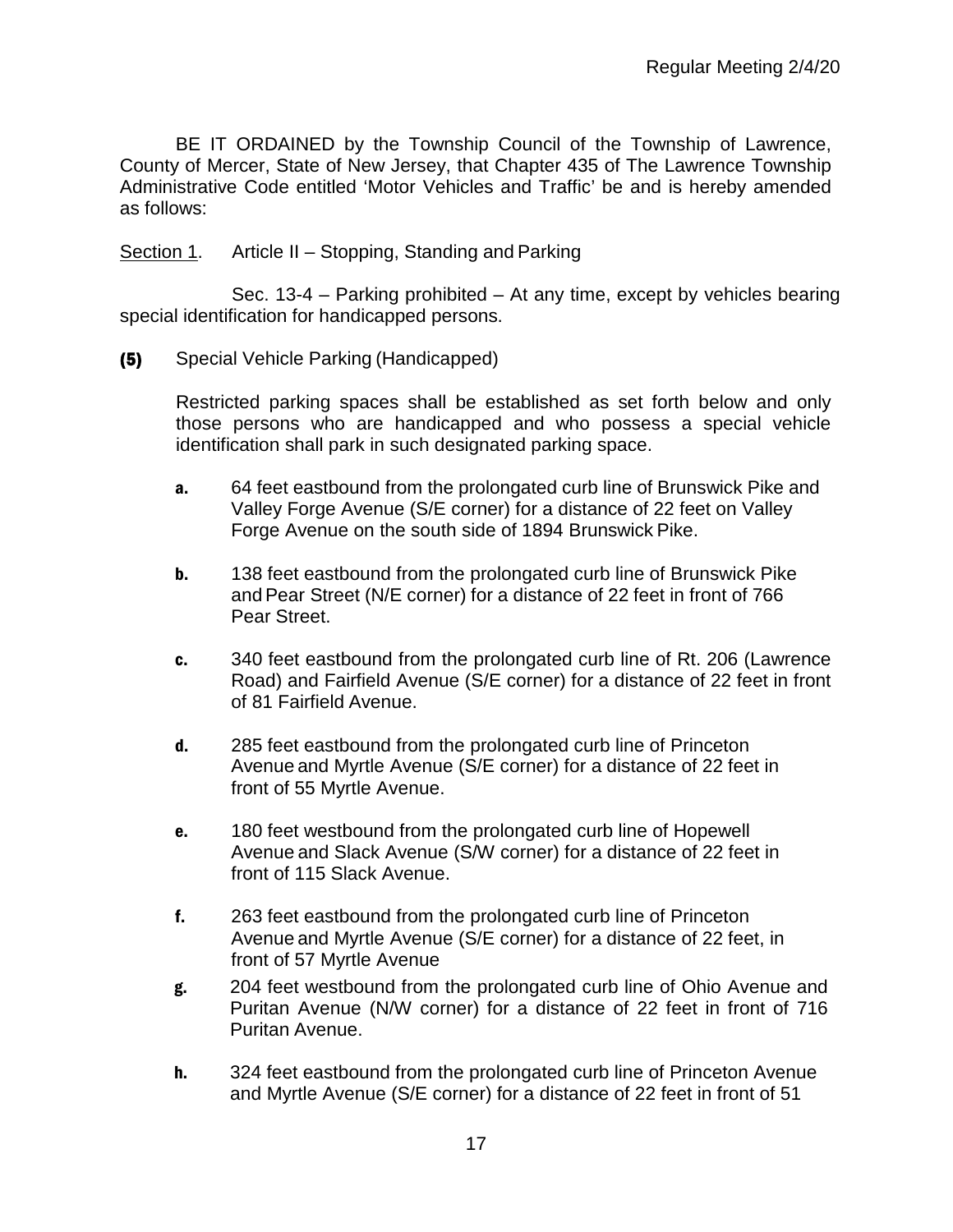BE IT ORDAINED by the Township Council of the Township of Lawrence, County of Mercer, State of New Jersey, that Chapter 435 of The Lawrence Township Administrative Code entitled 'Motor Vehicles and Traffic' be and is hereby amended as follows:

Section 1. Article II – Stopping, Standing and Parking

Sec. 13-4 – Parking prohibited – At any time, except by vehicles bearing special identification for handicapped persons.

**(5)** Special Vehicle Parking (Handicapped)

Restricted parking spaces shall be established as set forth below and only those persons who are handicapped and who possess a special vehicle identification shall park in such designated parking space.

**a.** 64 feet eastbound from the prolongated curb line of Brunswick Pike and Valley Forge Avenue (S/E corner) for a distance of 22 feet on Valley Forge Avenue on the south side of 1894 Brunswick Pike.

**b.** 138 feet eastbound from the prolongated curb line of Brunswick Pike and Pear Street (N/E corner) for a distance of 22 feet in front of 766 Pear Street.

**c.** 340 feet eastbound from the prolongated curb line of Rt. 206 (Lawrence Road) and Fairfield Avenue (S/E corner) for a distance of 22 feet in front of 81 Fairfield Avenue.

**d.** 285 feet eastbound from the prolongated curb line of Princeton Avenue and Myrtle Avenue (S/E corner) for a distance of 22 feet in front of 55 Myrtle Avenue.

**e.** 180 feet westbound from the prolongated curb line of Hopewell Avenue and Slack Avenue (S/W corner) for a distance of 22 feet in front of 115 Slack Avenue.

**f.** 263 feet eastbound from the prolongated curb line of Princeton Avenue and Myrtle Avenue (S/E corner) for a distance of 22 feet, in front of 57 Myrtle Avenue

**g.** 204 feet westbound from the prolongated curb line of Ohio Avenue and Puritan Avenue (N/W corner) for a distance of 22 feet in front of 716 Puritan Avenue.

**h.** 324 feet eastbound from the prolongated curb line of Princeton Avenue and Myrtle Avenue (S/E corner) for a distance of 22 feet in front of 51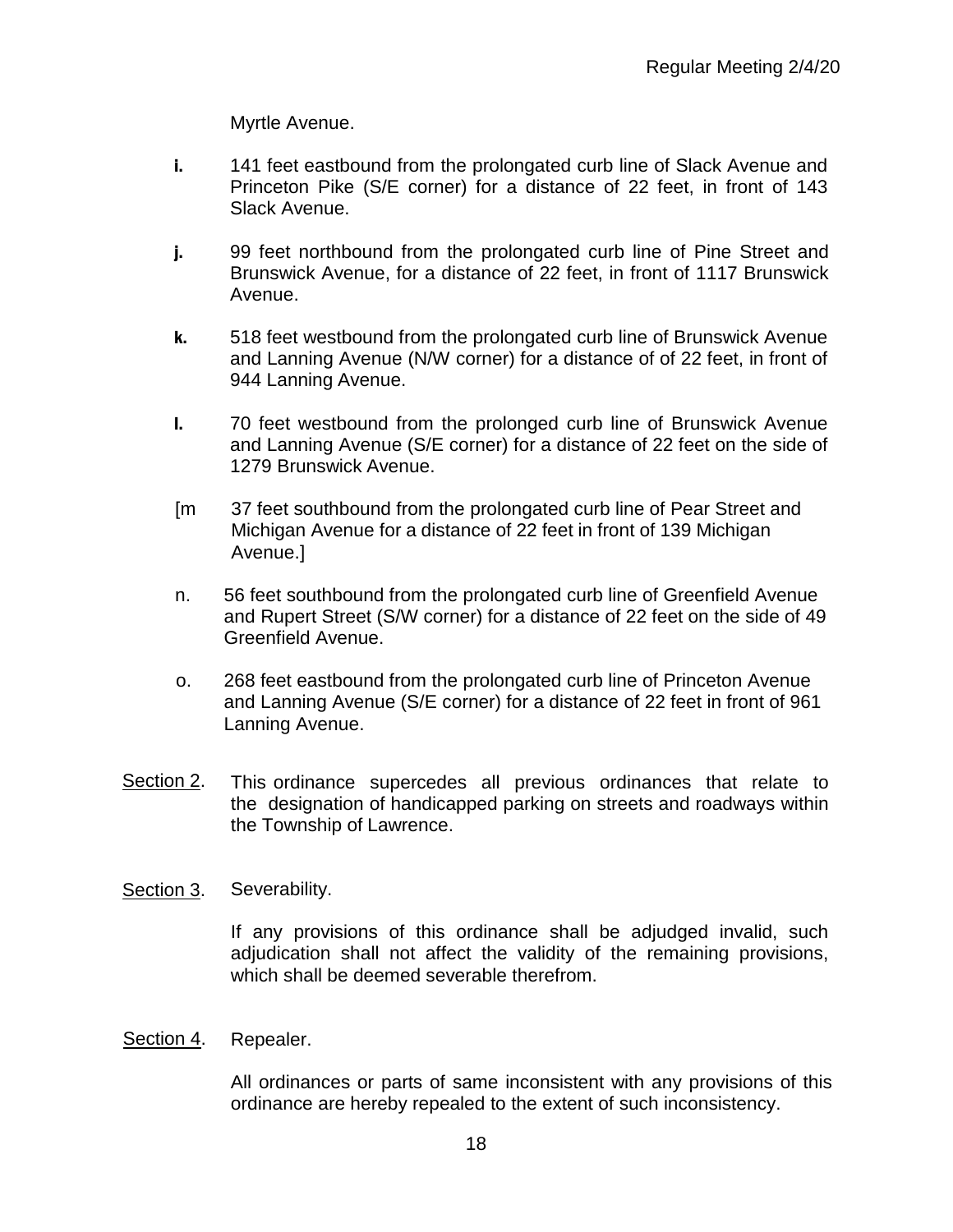Myrtle Avenue.

**i.** 141 feet eastbound from the prolongated curb line of Slack Avenue and Princeton Pike (S/E corner) for a distance of 22 feet, in front of 143 Slack Avenue.

**j.** 99 feet northbound from the prolongated curb line of Pine Street and Brunswick Avenue, for a distance of 22 feet, in front of 1117 Brunswick Avenue.

**k.** 518 feet westbound from the prolongated curb line of Brunswick Avenue and Lanning Avenue (N/W corner) for a distance of of 22 feet, in front of 944 Lanning Avenue.

**l.** 70 feet westbound from the prolonged curb line of Brunswick Avenue and Lanning Avenue (S/E corner) for a distance of 22 feet on the side of 1279 Brunswick Avenue.

[m 37 feet southbound from the prolongated curb line of Pear Street and Michigan Avenue for a distance of 22 feet in front of 139 Michigan Avenue.]

n. 56 feet southbound from the prolongated curb line of Greenfield Avenue and Rupert Street (S/W corner) for a distance of 22 feet on the side of 49 Greenfield Avenue.

o. 268 feet eastbound from the prolongated curb line of Princeton Avenue and Lanning Avenue (S/E corner) for a distance of 22 feet in front of 961 Lanning Avenue.

Section 2. This ordinance supercedes all previous ordinances that relate to the designation of handicapped parking on streets and roadways within the Township of Lawrence.

Section 3. Severability.

If any provisions of this ordinance shall be adjudged invalid, such adjudication shall not affect the validity of the remaining provisions, which shall be deemed severable therefrom.

Section 4. Repealer.

All ordinances or parts of same inconsistent with any provisions of this ordinance are hereby repealed to the extent of such inconsistency.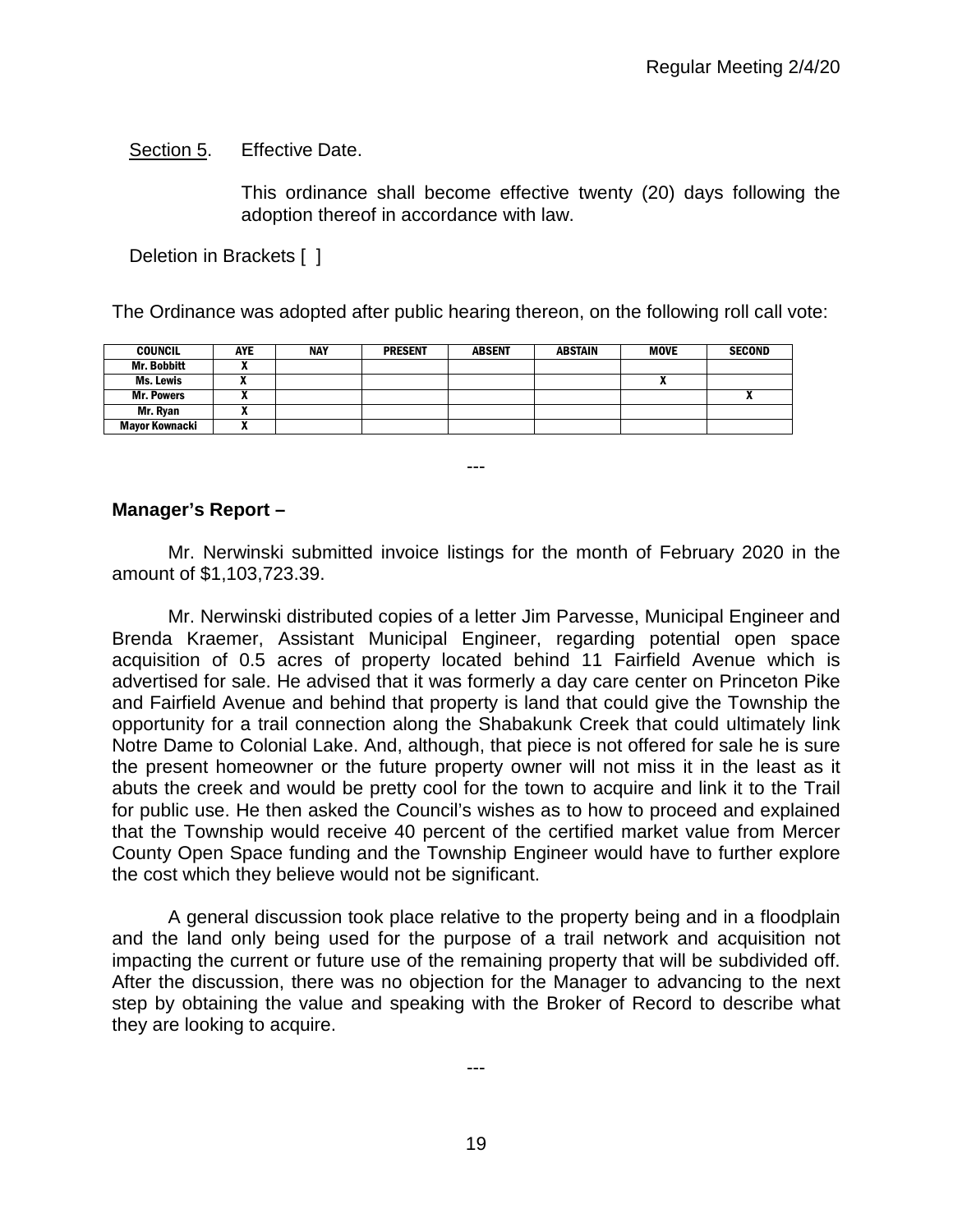Section 5. Effective Date.

This ordinance shall become effective twenty (20) days following the adoption thereof in accordance with law.

Deletion in Brackets [ ]

The Ordinance was adopted after public hearing thereon, on the following roll call vote:

| COUNCIL | AYE | NAY | PRESENT | ABSENT | ABSTAIN | MOVE | SECOND |
|---|---|---|---|---|---|---|---|
| Mr. Bobbitt | X | | | | | | |
| Ms. Lewis | X | | | | | X | |
| Mr. Powers | X | | | | | | X |
| Mr. Ryan | X | | | | | | |
| Mayor Kownacki | X | | | | | | |

---

**Manager's Report –**

Mr. Nerwinski submitted invoice listings for the month of February 2020 in the amount of $1,103,723.39.

Mr. Nerwinski distributed copies of a letter Jim Parvesse, Municipal Engineer and Brenda Kraemer, Assistant Municipal Engineer, regarding potential open space acquisition of 0.5 acres of property located behind 11 Fairfield Avenue which is advertised for sale. He advised that it was formerly a day care center on Princeton Pike and Fairfield Avenue and behind that property is land that could give the Township the opportunity for a trail connection along the Shabakunk Creek that could ultimately link Notre Dame to Colonial Lake. And, although, that piece is not offered for sale he is sure the present homeowner or the future property owner will not miss it in the least as it abuts the creek and would be pretty cool for the town to acquire and link it to the Trail for public use. He then asked the Council's wishes as to how to proceed and explained that the Township would receive 40 percent of the certified market value from Mercer County Open Space funding and the Township Engineer would have to further explore the cost which they believe would not be significant.

A general discussion took place relative to the property being and in a floodplain and the land only being used for the purpose of a trail network and acquisition not impacting the current or future use of the remaining property that will be subdivided off. After the discussion, there was no objection for the Manager to advancing to the next step by obtaining the value and speaking with the Broker of Record to describe what they are looking to acquire.

---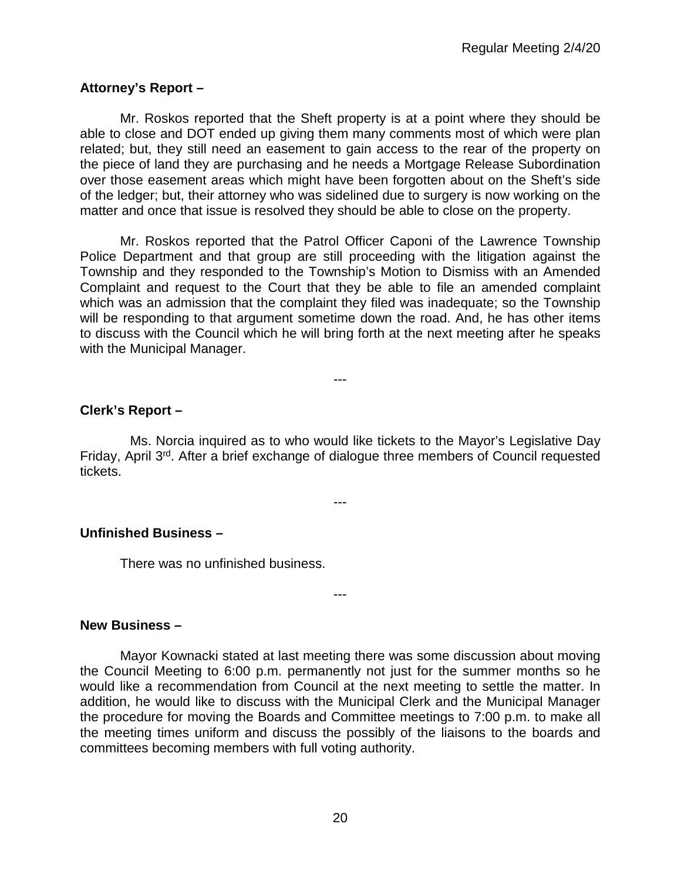**Attorney's Report –**

Mr. Roskos reported that the Sheft property is at a point where they should be able to close and DOT ended up giving them many comments most of which were plan related; but, they still need an easement to gain access to the rear of the property on the piece of land they are purchasing and he needs a Mortgage Release Subordination over those easement areas which might have been forgotten about on the Sheft's side of the ledger; but, their attorney who was sidelined due to surgery is now working on the matter and once that issue is resolved they should be able to close on the property.

Mr. Roskos reported that the Patrol Officer Caponi of the Lawrence Township Police Department and that group are still proceeding with the litigation against the Township and they responded to the Township's Motion to Dismiss with an Amended Complaint and request to the Court that they be able to file an amended complaint which was an admission that the complaint they filed was inadequate; so the Township will be responding to that argument sometime down the road. And, he has other items to discuss with the Council which he will bring forth at the next meeting after he speaks with the Municipal Manager.

---

**Clerk's Report –**

Ms. Norcia inquired as to who would like tickets to the Mayor's Legislative Day Friday, April 3rd. After a brief exchange of dialogue three members of Council requested tickets.

---

**Unfinished Business –**

There was no unfinished business.

---

**New Business –**

Mayor Kownacki stated at last meeting there was some discussion about moving the Council Meeting to 6:00 p.m. permanently not just for the summer months so he would like a recommendation from Council at the next meeting to settle the matter. In addition, he would like to discuss with the Municipal Clerk and the Municipal Manager the procedure for moving the Boards and Committee meetings to 7:00 p.m. to make all the meeting times uniform and discuss the possibly of the liaisons to the boards and committees becoming members with full voting authority.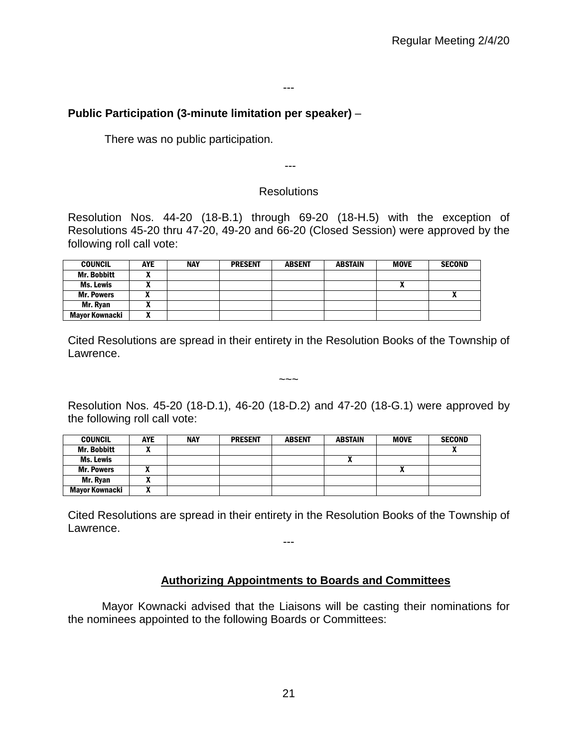---

**Public Participation (3-minute limitation per speaker)** –

There was no public participation.

---

Resolutions

Resolution Nos. 44-20 (18-B.1) through 69-20 (18-H.5) with the exception of Resolutions 45-20 thru 47-20, 49-20 and 66-20 (Closed Session) were approved by the following roll call vote:

| COUNCIL | AYE | NAY | PRESENT | ABSENT | ABSTAIN | MOVE | SECOND |
|---|---|---|---|---|---|---|---|
| Mr. Bobbitt | X | | | | | | |
| Ms. Lewis | X | | | | | X | |
| Mr. Powers | X | | | | | | X |
| Mr. Ryan | X | | | | | | |
| Mayor Kownacki | X | | | | | | |

Cited Resolutions are spread in their entirety in the Resolution Books of the Township of Lawrence.

~~~

Resolution Nos. 45-20 (18-D.1), 46-20 (18-D.2) and 47-20 (18-G.1) were approved by the following roll call vote:

| COUNCIL | AYE | NAY | PRESENT | ABSENT | ABSTAIN | MOVE | SECOND |
|---|---|---|---|---|---|---|---|
| Mr. Bobbitt | X | | | | | | X |
| Ms. Lewis | | | | | X | | |
| Mr. Powers | X | | | | | X | |
| Mr. Ryan | X | | | | | | |
| Mayor Kownacki | X | | | | | | |

Cited Resolutions are spread in their entirety in the Resolution Books of the Township of Lawrence.

---

## Authorizing Appointments to Boards and Committees

Mayor Kownacki advised that the Liaisons will be casting their nominations for the nominees appointed to the following Boards or Committees: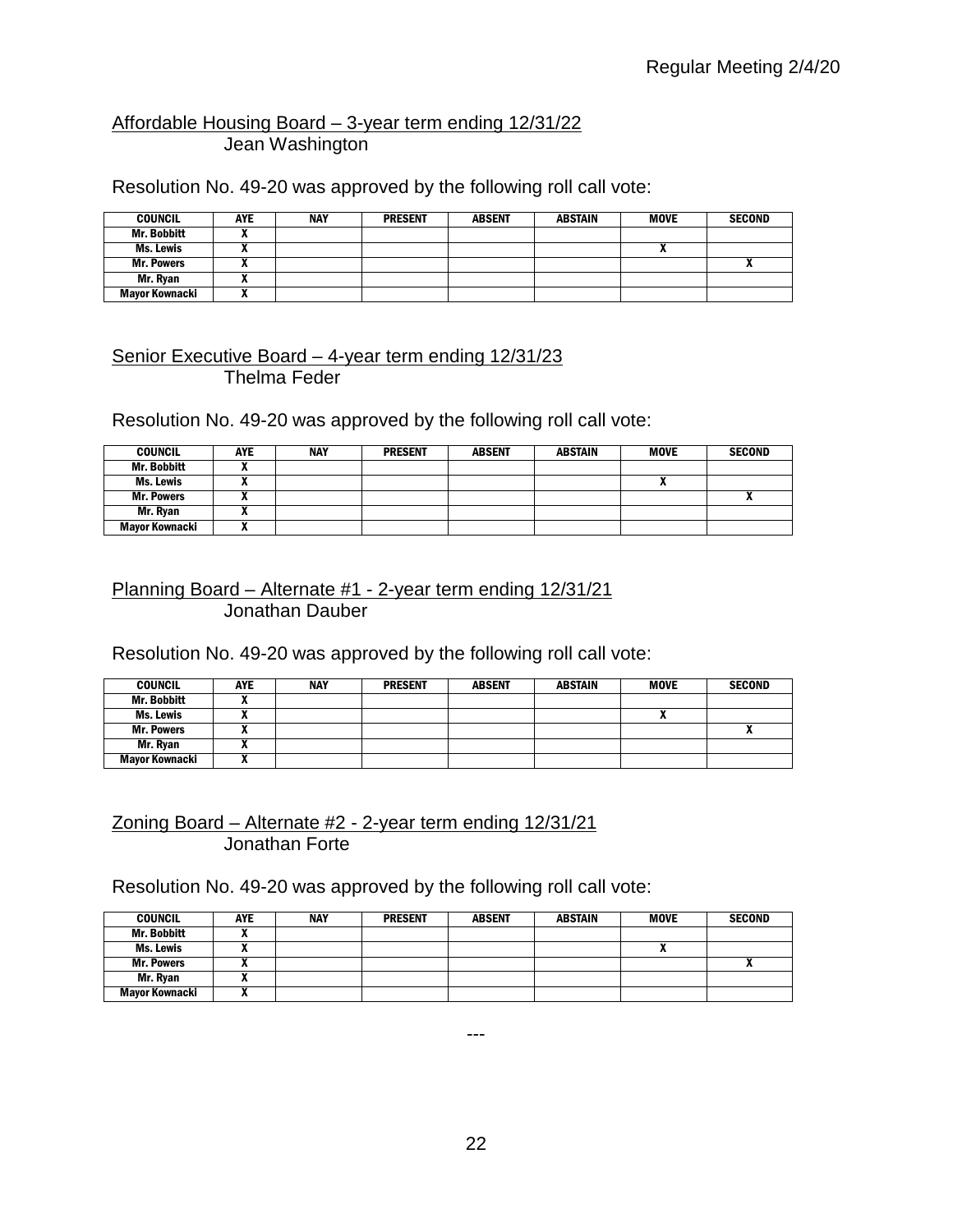Affordable Housing Board – 3-year term ending 12/31/22
Jean Washington

Resolution No. 49-20 was approved by the following roll call vote:

| COUNCIL | AYE | NAY | PRESENT | ABSENT | ABSTAIN | MOVE | SECOND |
|---|---|---|---|---|---|---|---|
| Mr. Bobbitt | X | | | | | | |
| Ms. Lewis | X | | | | | X | |
| Mr. Powers | X | | | | | | X |
| Mr. Ryan | X | | | | | | |
| Mayor Kownacki | X | | | | | | |

Senior Executive Board – 4-year term ending 12/31/23
Thelma Feder

Resolution No. 49-20 was approved by the following roll call vote:

| COUNCIL | AYE | NAY | PRESENT | ABSENT | ABSTAIN | MOVE | SECOND |
|---|---|---|---|---|---|---|---|
| Mr. Bobbitt | X | | | | | | |
| Ms. Lewis | X | | | | | X | |
| Mr. Powers | X | | | | | | X |
| Mr. Ryan | X | | | | | | |
| Mayor Kownacki | X | | | | | | |

Planning Board – Alternate #1 - 2-year term ending 12/31/21
Jonathan Dauber

Resolution No. 49-20 was approved by the following roll call vote:

| COUNCIL | AYE | NAY | PRESENT | ABSENT | ABSTAIN | MOVE | SECOND |
|---|---|---|---|---|---|---|---|
| Mr. Bobbitt | X | | | | | | |
| Ms. Lewis | X | | | | | X | |
| Mr. Powers | X | | | | | | X |
| Mr. Ryan | X | | | | | | |
| Mayor Kownacki | X | | | | | | |

Zoning Board – Alternate #2 - 2-year term ending 12/31/21
Jonathan Forte

Resolution No. 49-20 was approved by the following roll call vote:

| COUNCIL | AYE | NAY | PRESENT | ABSENT | ABSTAIN | MOVE | SECOND |
|---|---|---|---|---|---|---|---|
| Mr. Bobbitt | X | | | | | | |
| Ms. Lewis | X | | | | | X | |
| Mr. Powers | X | | | | | | X |
| Mr. Ryan | X | | | | | | |
| Mayor Kownacki | X | | | | | | |

---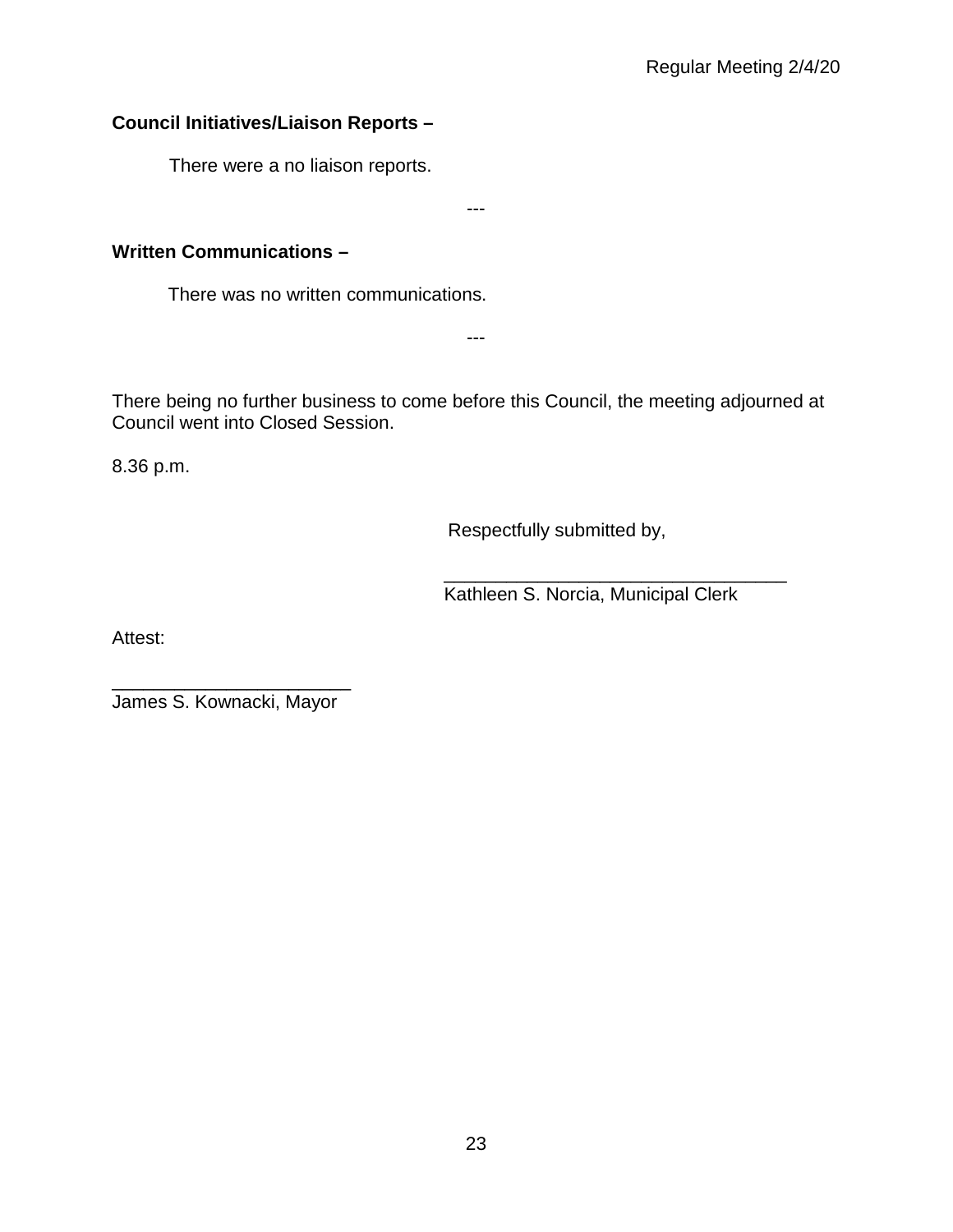**Council Initiatives/Liaison Reports –**

There were a no liaison reports.

---

**Written Communications –**

There was no written communications.

---

There being no further business to come before this Council, the meeting adjourned at Council went into Closed Session.

8.36 p.m.

Respectfully submitted by,

\_\_\_\_\_\_\_\_\_\_\_\_\_\_\_\_\_\_\_\_\_\_\_\_\_\_\_\_\_\_\_\_\_\_
Kathleen S. Norcia, Municipal Clerk

Attest:

\_\_\_\_\_\_\_\_\_\_\_\_\_\_\_\_\_\_\_\_\_\_\_\_
James S. Kownacki, Mayor